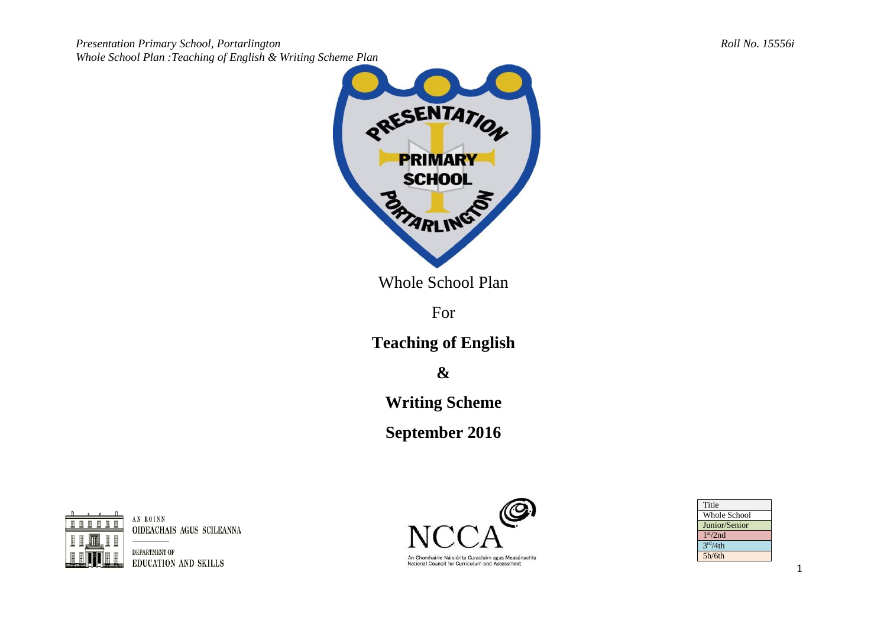Whole School Plan

For

**Teaching of English**

**&**

**Writing Scheme**

**September 2016**

AN ROINN OIDEACHAIS AGUS SCILEANNA

DEPARTMENT OF EDUCATION AND SKILLS

NCCA

An Chomhairle Náisiúnta Curaclaim agus Measúnachta
National Council for Curriculum and Assessment

| Title |
| --- |
| Whole School |
| Junior/Senior |
| 1st/2nd |
| 3rd/4th |
| 5h/6th |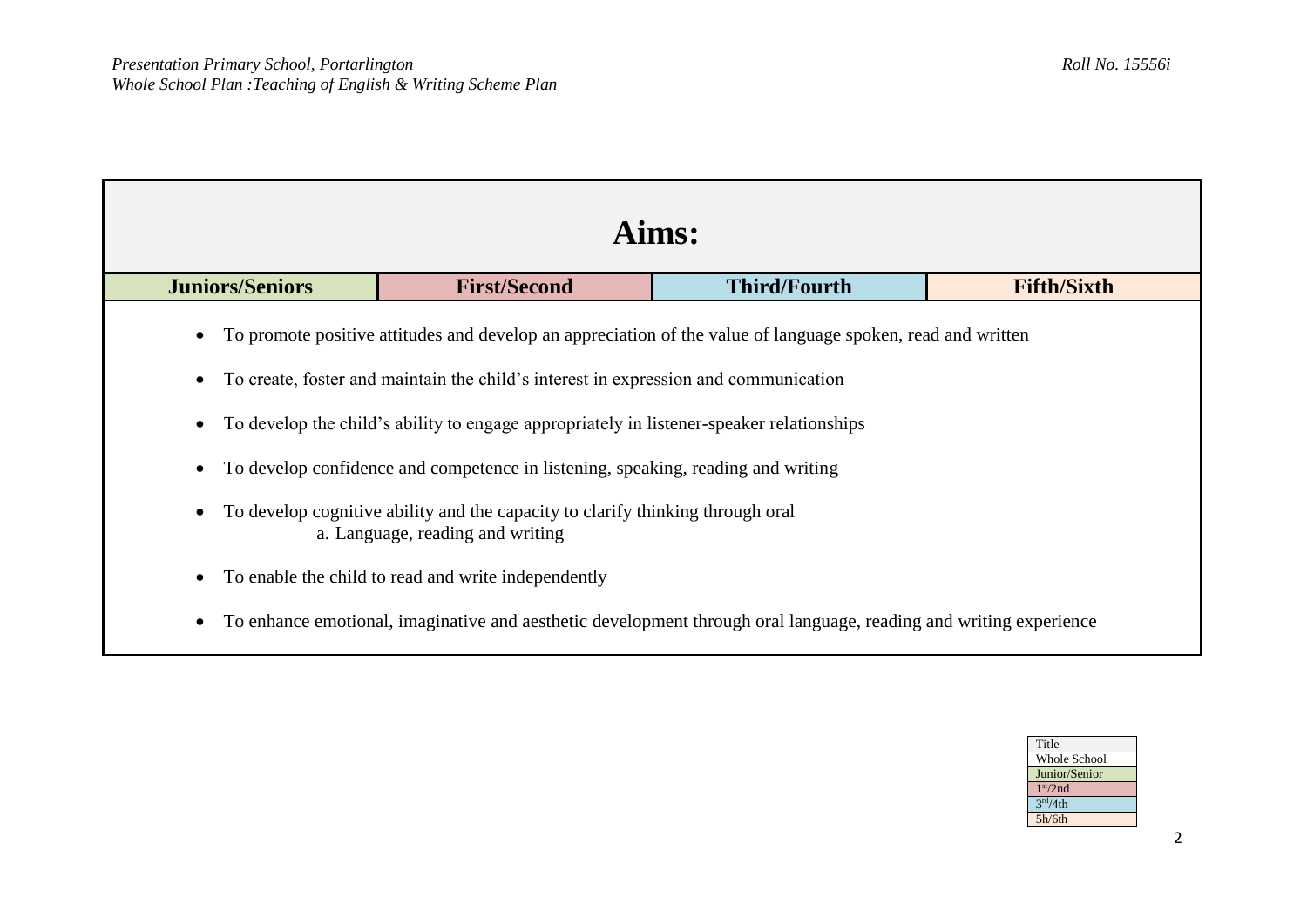# Aims:

| Juniors/Seniors | First/Second | Third/Fourth | Fifth/Sixth |
|---|---|---|---|

- To promote positive attitudes and develop an appreciation of the value of language spoken, read and written
- To create, foster and maintain the child's interest in expression and communication
- To develop the child's ability to engage appropriately in listener-speaker relationships
- To develop confidence and competence in listening, speaking, reading and writing
- To develop cognitive ability and the capacity to clarify thinking through oral
  a. Language, reading and writing
- To enable the child to read and write independently
- To enhance emotional, imaginative and aesthetic development through oral language, reading and writing experience

| Title |
|---|
| Whole School |
| Junior/Senior |
| 1st/2nd |
| 3rd/4th |
| 5h/6th |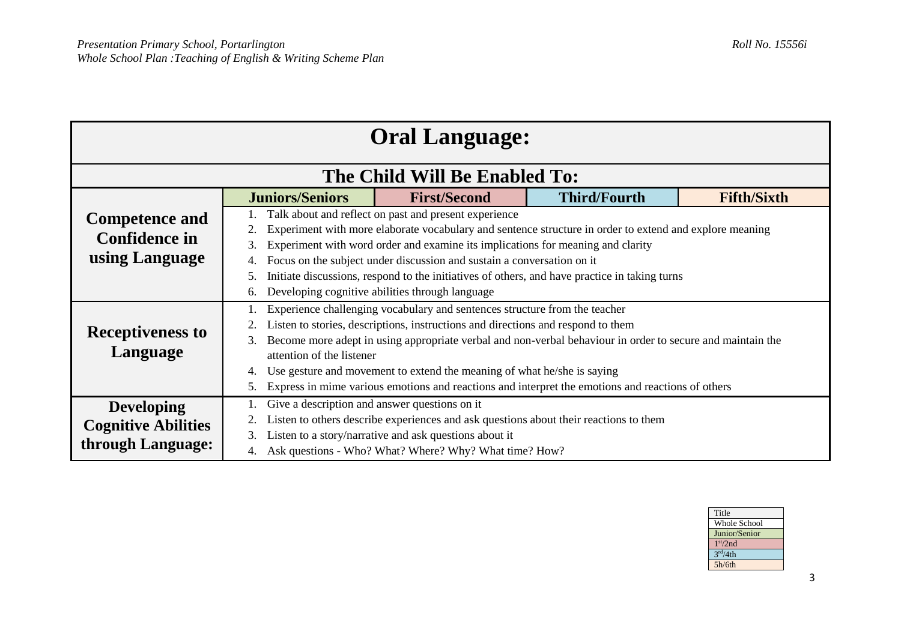| Oral Language: | | | | |
|---|---|---|---|---|
| **The Child Will Be Enabled To:** | | | | |
| | **Juniors/Seniors** | **First/Second** | **Third/Fourth** | **Fifth/Sixth** |
| **Competence and Confidence in using Language** | 1. Talk about and reflect on past and present experience<br>2. Experiment with more elaborate vocabulary and sentence structure in order to extend and explore meaning<br>3. Experiment with word order and examine its implications for meaning and clarity<br>4. Focus on the subject under discussion and sustain a conversation on it<br>5. Initiate discussions, respond to the initiatives of others, and have practice in taking turns<br>6. Developing cognitive abilities through language | | | |
| **Receptiveness to Language** | 1. Experience challenging vocabulary and sentences structure from the teacher<br>2. Listen to stories, descriptions, instructions and directions and respond to them<br>3. Become more adept in using appropriate verbal and non-verbal behaviour in order to secure and maintain the attention of the listener<br>4. Use gesture and movement to extend the meaning of what he/she is saying<br>5. Express in mime various emotions and reactions and interpret the emotions and reactions of others | | | |
| **Developing Cognitive Abilities through Language:** | 1. Give a description and answer questions on it<br>2. Listen to others describe experiences and ask questions about their reactions to them<br>3. Listen to a story/narrative and ask questions about it<br>4. Ask questions - Who? What? Where? Why? What time? How? | | | |

| Title |
|---|
| Whole School |
| Junior/Senior |
| 1st/2nd |
| 3rd/4th |
| 5h/6th |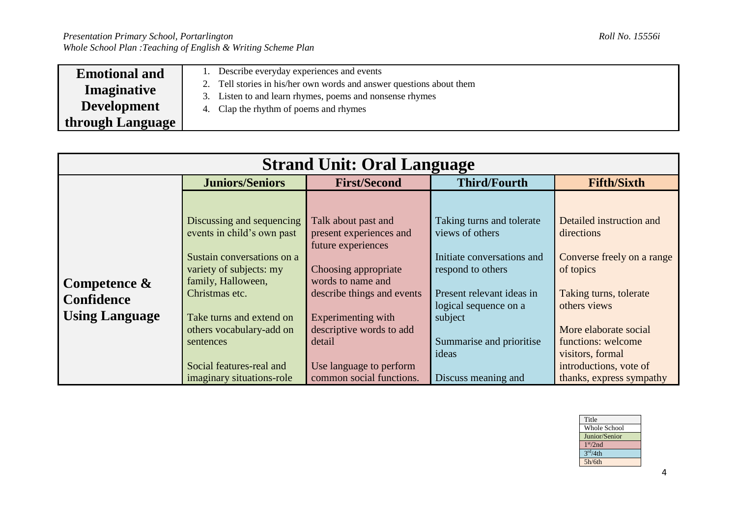| **Emotional and Imaginative Development through Language** | 1. Describe everyday experiences and events<br>2. Tell stories in his/her own words and answer questions about them<br>3. Listen to and learn rhymes, poems and nonsense rhymes<br>4. Clap the rhythm of poems and rhymes |
|---|---|

| **Strand Unit: Oral Language** | | | | |
|---|---|---|---|---|
| | **Juniors/Seniors** | **First/Second** | **Third/Fourth** | **Fifth/Sixth** |
| **Competence & Confidence Using Language** | Discussing and sequencing events in child's own past<br><br>Sustain conversations on a variety of subjects: my family, Halloween, Christmas etc.<br><br>Take turns and extend on others vocabulary-add on sentences<br><br>Social features-real and imaginary situations-role | Talk about past and present experiences and future experiences<br><br>Choosing appropriate words to name and describe things and events<br><br>Experimenting with descriptive words to add detail<br><br>Use language to perform common social functions. | Taking turns and tolerate views of others<br><br>Initiate conversations and respond to others<br><br>Present relevant ideas in logical sequence on a subject<br><br>Summarise and prioritise ideas<br><br>Discuss meaning and | Detailed instruction and directions<br><br>Converse freely on a range of topics<br><br>Taking turns, tolerate others views<br><br>More elaborate social functions: welcome visitors, formal introductions, vote of thanks, express sympathy |

| Title |
|---|
| Whole School |
| Junior/Senior |
| 1st/2nd |
| 3rd/4th |
| 5h/6th |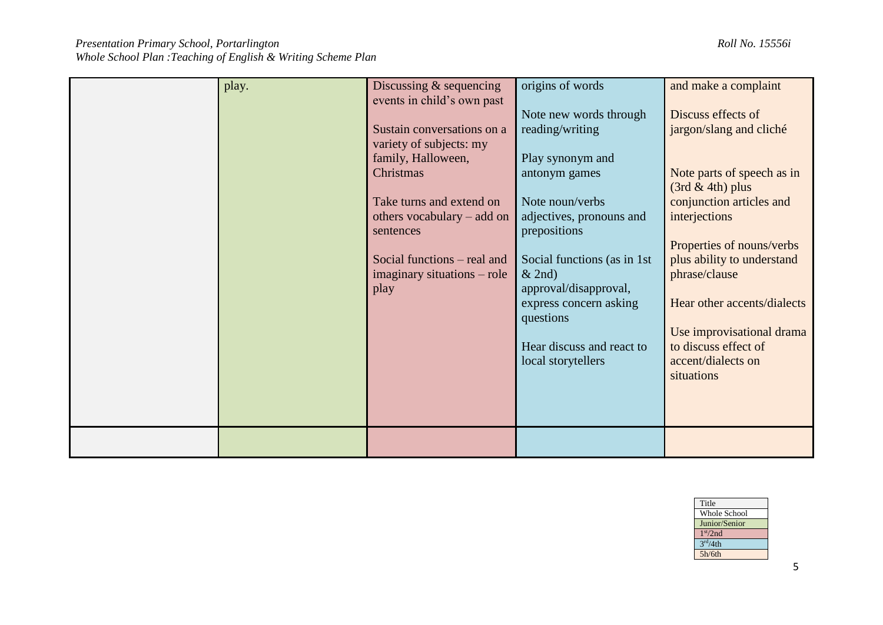| | | | | |
|---|---|---|---|---|
| | play. | Discussing & sequencing events in child's own past<br><br>Sustain conversations on a variety of subjects: my family, Halloween, Christmas<br><br>Take turns and extend on others vocabulary – add on sentences<br><br>Social functions – real and imaginary situations – role play | origins of words<br><br>Note new words through reading/writing<br><br>Play synonym and antonym games<br><br>Note noun/verbs adjectives, pronouns and prepositions<br><br>Social functions (as in 1st & 2nd) approval/disapproval, express concern asking questions<br><br>Hear discuss and react to local storytellers | and make a complaint<br><br>Discuss effects of jargon/slang and cliché<br><br>Note parts of speech as in (3rd & 4th) plus conjunction articles and interjections<br><br>Properties of nouns/verbs plus ability to understand phrase/clause<br><br>Hear other accents/dialects<br><br>Use improvisational drama to discuss effect of accent/dialects on situations |
| | | | | |

| Title |
|---|
| Whole School |
| Junior/Senior |
| 1st/2nd |
| 3rd/4th |
| 5h/6th |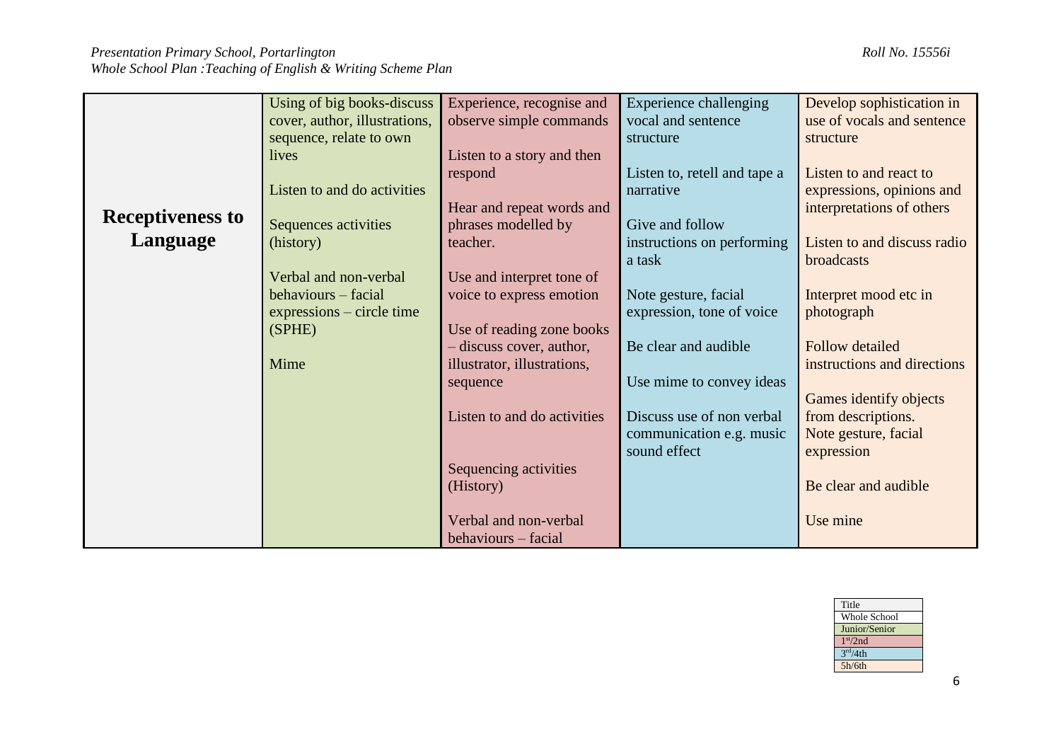| | | | | |
|---|---|---|---|---|
| **Receptiveness to Language** | Using of big books-discuss cover, author, illustrations, sequence, relate to own lives<br><br>Listen to and do activities<br><br>Sequences activities (history)<br><br>Verbal and non-verbal behaviours – facial expressions – circle time (SPHE)<br><br>Mime | Experience, recognise and observe simple commands<br><br>Listen to a story and then respond<br><br>Hear and repeat words and phrases modelled by teacher.<br><br>Use and interpret tone of voice to express emotion<br><br>Use of reading zone books – discuss cover, author, illustrator, illustrations, sequence<br><br>Listen to and do activities<br><br>Sequencing activities (History)<br><br>Verbal and non-verbal behaviours – facial | Experience challenging vocal and sentence structure<br><br>Listen to, retell and tape a narrative<br><br>Give and follow instructions on performing a task<br><br>Note gesture, facial expression, tone of voice<br><br>Be clear and audible<br><br>Use mime to convey ideas<br><br>Discuss use of non verbal communication e.g. music sound effect | Develop sophistication in use of vocals and sentence structure<br><br>Listen to and react to expressions, opinions and interpretations of others<br><br>Listen to and discuss radio broadcasts<br><br>Interpret mood etc in photograph<br><br>Follow detailed instructions and directions<br><br>Games identify objects from descriptions.<br>Note gesture, facial expression<br><br>Be clear and audible<br><br>Use mine |

| Title |
|---|
| Whole School |
| Junior/Senior |
| 1st/2nd |
| 3rd/4th |
| 5h/6th |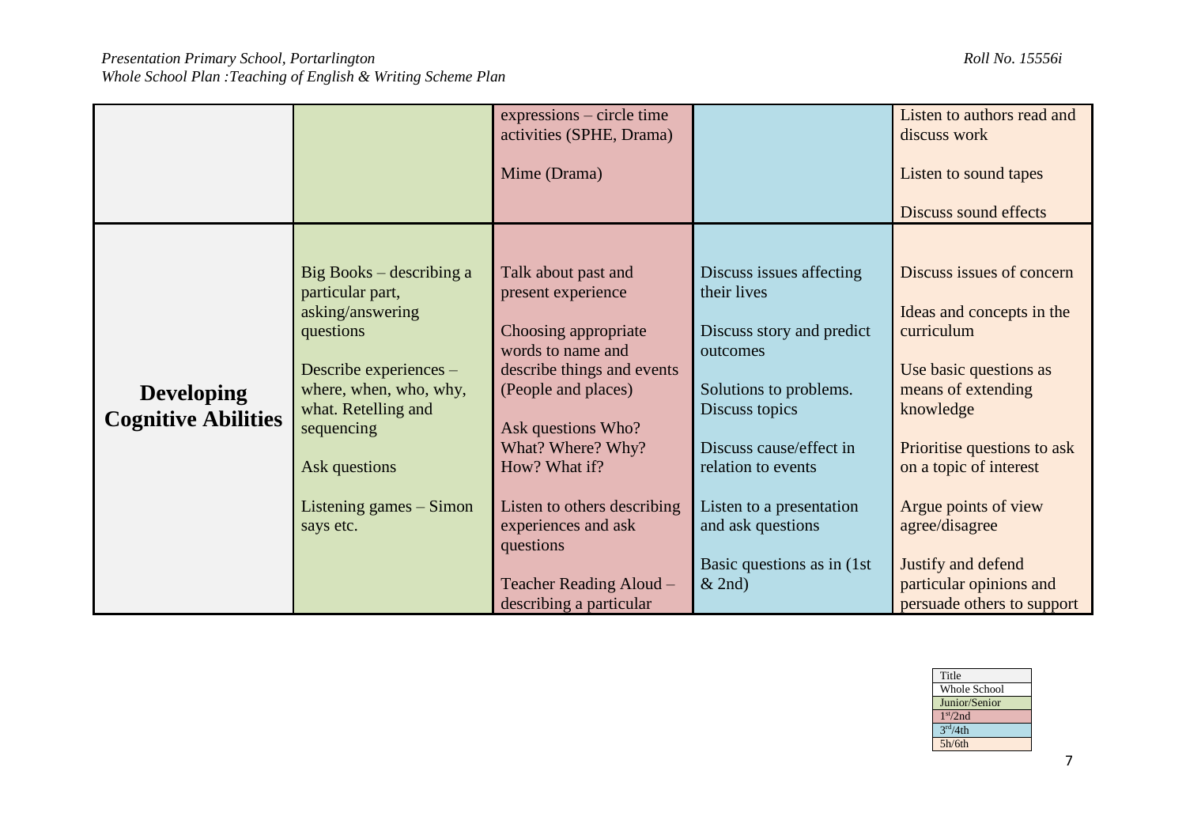| | | | | |
|---|---|---|---|---|
| | | expressions – circle time activities (SPHE, Drama)<br><br>Mime (Drama) | | Listen to authors read and discuss work<br><br>Listen to sound tapes<br><br>Discuss sound effects |
| **Developing Cognitive Abilities** | Big Books – describing a particular part, asking/answering questions<br><br>Describe experiences – where, when, who, why, what. Retelling and sequencing<br><br>Ask questions<br><br>Listening games – Simon says etc. | Talk about past and present experience<br><br>Choosing appropriate words to name and describe things and events (People and places)<br><br>Ask questions Who? What? Where? Why? How? What if?<br><br>Listen to others describing experiences and ask questions<br><br>Teacher Reading Aloud – describing a particular | Discuss issues affecting their lives<br><br>Discuss story and predict outcomes<br><br>Solutions to problems. Discuss topics<br><br>Discuss cause/effect in relation to events<br><br>Listen to a presentation and ask questions<br><br>Basic questions as in (1st & 2nd) | Discuss issues of concern<br><br>Ideas and concepts in the curriculum<br><br>Use basic questions as means of extending knowledge<br><br>Prioritise questions to ask on a topic of interest<br><br>Argue points of view agree/disagree<br><br>Justify and defend particular opinions and persuade others to support |

| Title |
|---|
| Whole School |
| Junior/Senior |
| 1st/2nd |
| 3rd/4th |
| 5h/6th |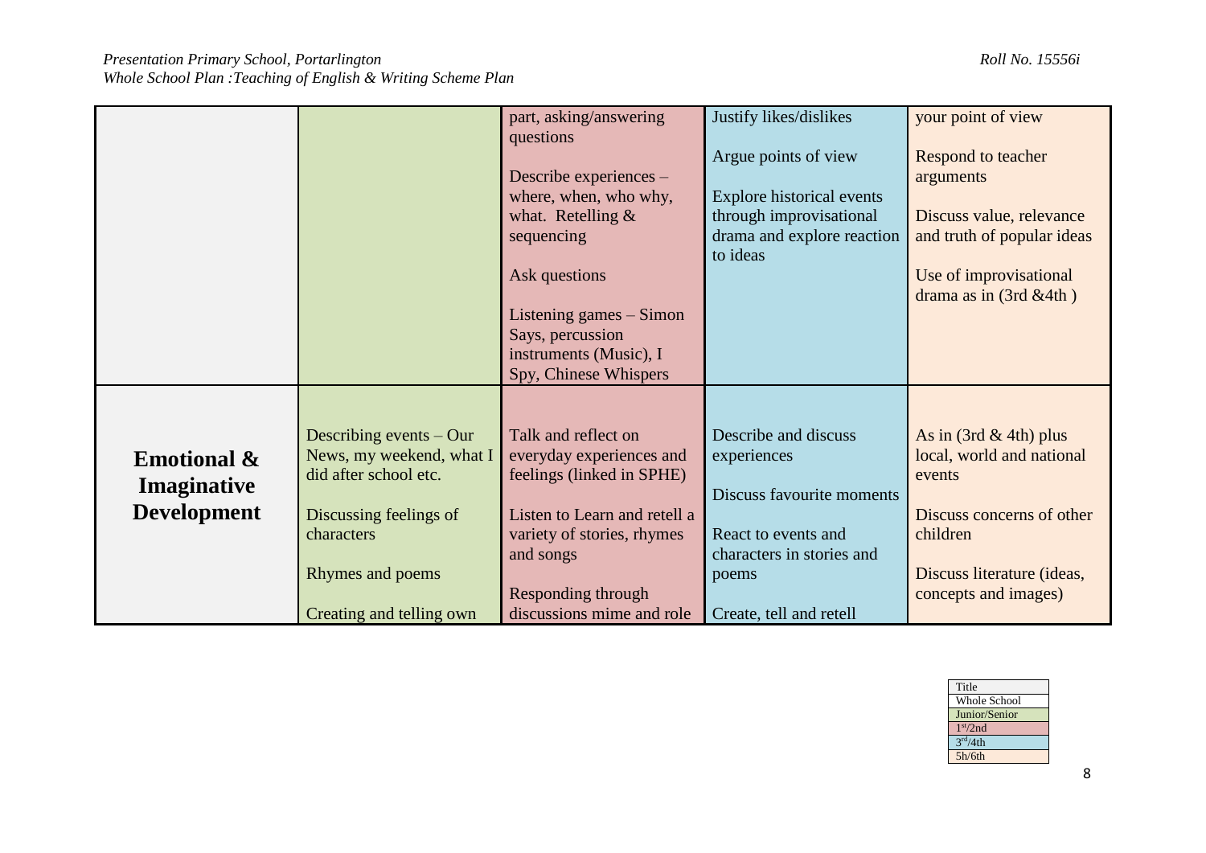| | | | | |
|---|---|---|---|---|
| | | part, asking/answering questions<br><br>Describe experiences – where, when, who why, what. Retelling & sequencing<br><br>Ask questions<br><br>Listening games – Simon Says, percussion instruments (Music), I Spy, Chinese Whispers | Justify likes/dislikes<br><br>Argue points of view<br><br>Explore historical events through improvisational drama and explore reaction to ideas | your point of view<br><br>Respond to teacher arguments<br><br>Discuss value, relevance and truth of popular ideas<br><br>Use of improvisational drama as in (3rd &4th ) |
| **Emotional & Imaginative Development** | Describing events – Our News, my weekend, what I did after school etc.<br><br>Discussing feelings of characters<br><br>Rhymes and poems<br><br>Creating and telling own | Talk and reflect on everyday experiences and feelings (linked in SPHE)<br><br>Listen to Learn and retell a variety of stories, rhymes and songs<br><br>Responding through discussions mime and role | Describe and discuss experiences<br><br>Discuss favourite moments<br><br>React to events and characters in stories and poems<br><br>Create, tell and retell | As in (3rd & 4th) plus local, world and national events<br><br>Discuss concerns of other children<br><br>Discuss literature (ideas, concepts and images) |

| Title |
|---|
| Whole School |
| Junior/Senior |
| 1st/2nd |
| 3rd/4th |
| 5h/6th |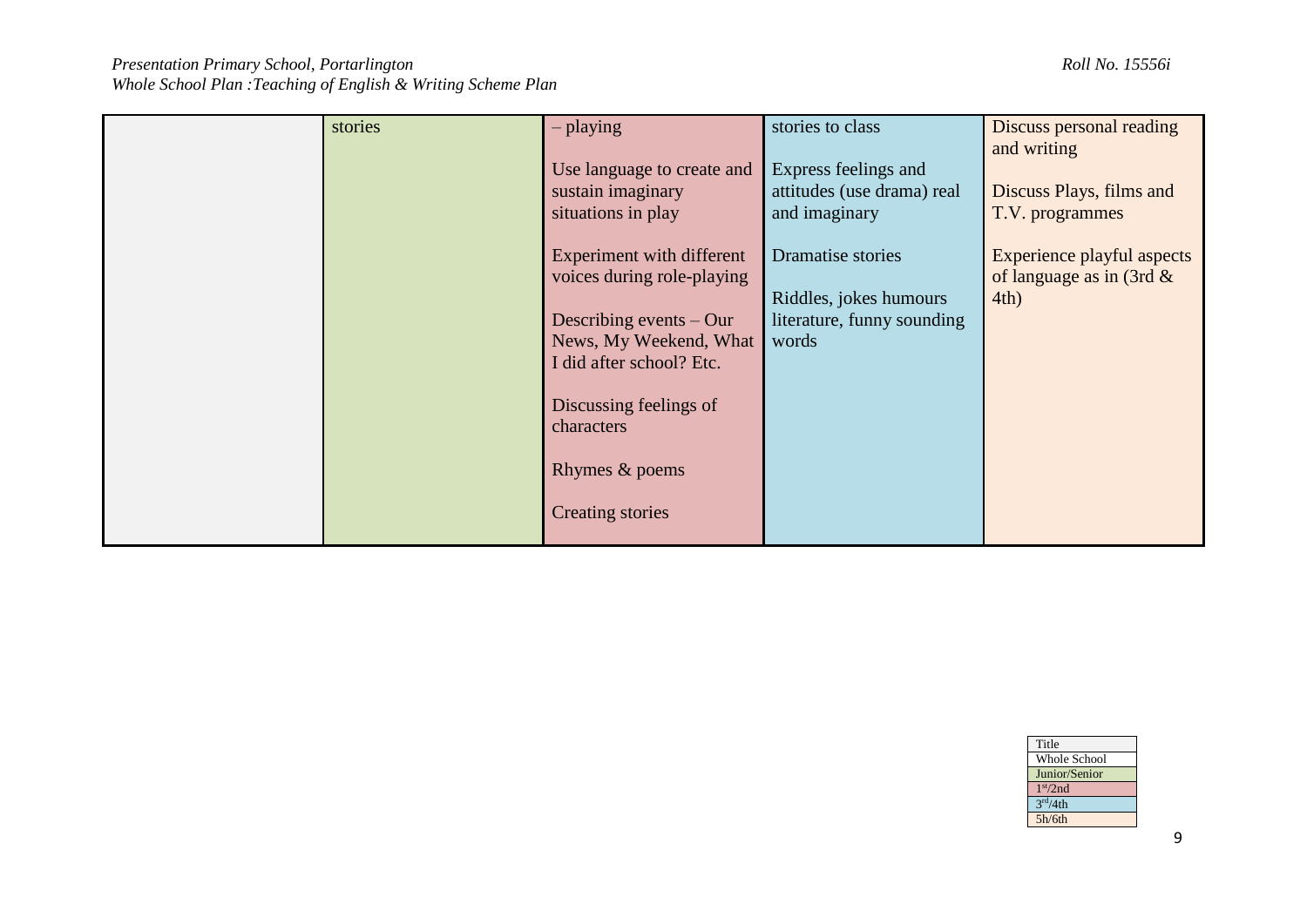| | | | | |
|---|---|---|---|---|
| | stories | – playing<br><br>Use language to create and sustain imaginary situations in play<br><br>Experiment with different voices during role-playing<br><br>Describing events – Our News, My Weekend, What I did after school? Etc.<br><br>Discussing feelings of characters<br><br>Rhymes & poems<br><br>Creating stories | stories to class<br><br>Express feelings and attitudes (use drama) real and imaginary<br><br>Dramatise stories<br><br>Riddles, jokes humours literature, funny sounding words | Discuss personal reading and writing<br><br>Discuss Plays, films and T.V. programmes<br><br>Experience playful aspects of language as in (3rd & 4th) |

| Title |
|---|
| Whole School |
| Junior/Senior |
| 1st/2nd |
| 3rd/4th |
| 5h/6th |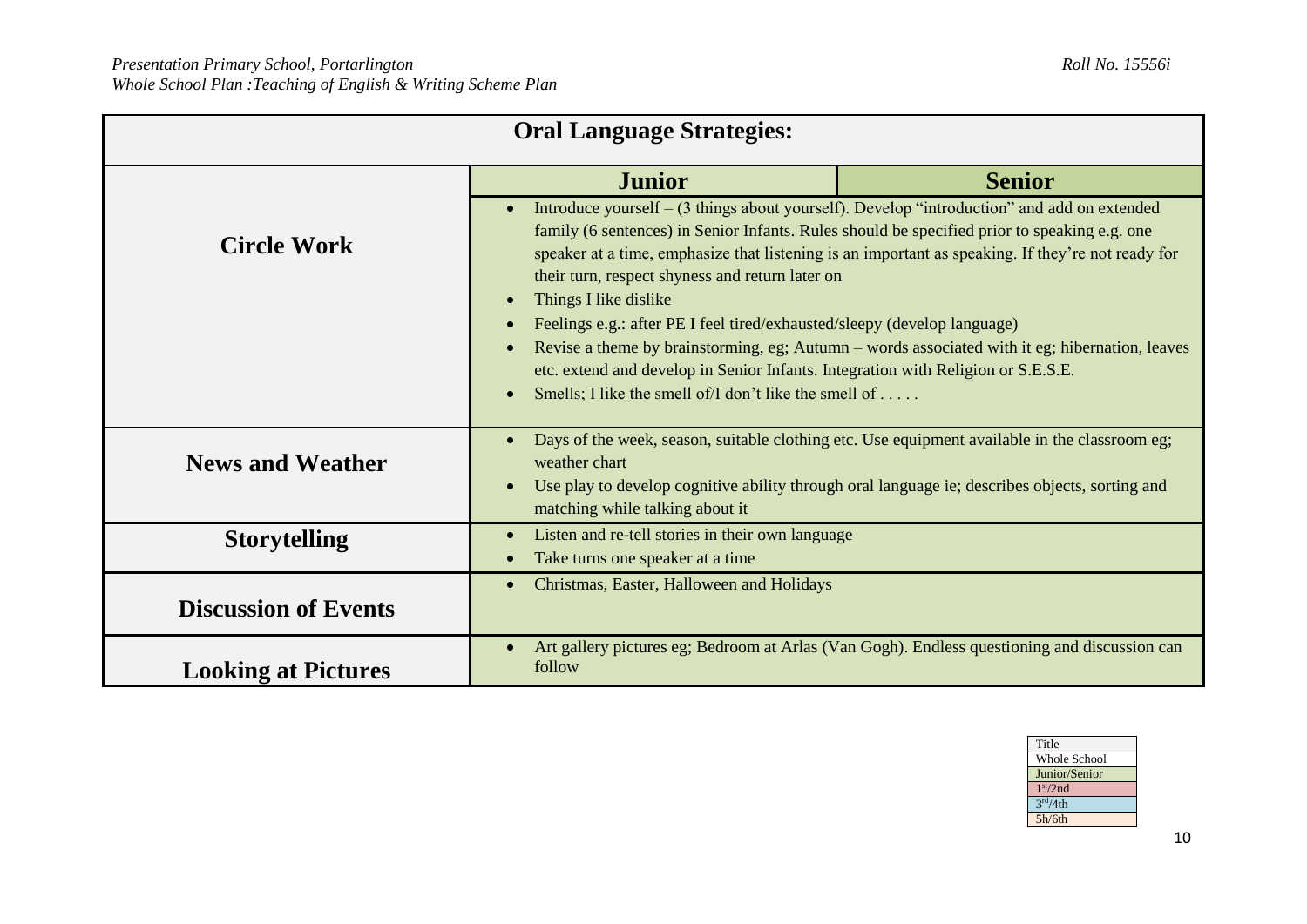| Oral Language Strategies: | | |
|---|---|---|
| | **Junior** | **Senior** |
| **Circle Work** | • Introduce yourself – (3 things about yourself). Develop "introduction" and add on extended family (6 sentences) in Senior Infants. Rules should be specified prior to speaking e.g. one speaker at a time, emphasize that listening is an important as speaking. If they're not ready for their turn, respect shyness and return later on<br>• Things I like dislike<br>• Feelings e.g.: after PE I feel tired/exhausted/sleepy (develop language)<br>• Revise a theme by brainstorming, eg; Autumn – words associated with it eg; hibernation, leaves etc. extend and develop in Senior Infants. Integration with Religion or S.E.S.E.<br>• Smells; I like the smell of/I don't like the smell of . . . . . | |
| **News and Weather** | • Days of the week, season, suitable clothing etc. Use equipment available in the classroom eg; weather chart<br>• Use play to develop cognitive ability through oral language ie; describes objects, sorting and matching while talking about it | |
| **Storytelling** | • Listen and re-tell stories in their own language<br>• Take turns one speaker at a time | |
| **Discussion of Events** | • Christmas, Easter, Halloween and Holidays | |
| **Looking at Pictures** | • Art gallery pictures eg; Bedroom at Arlas (Van Gogh). Endless questioning and discussion can follow | |

| Title |
|---|
| Whole School |
| Junior/Senior |
| 1st/2nd |
| 3rd/4th |
| 5h/6th |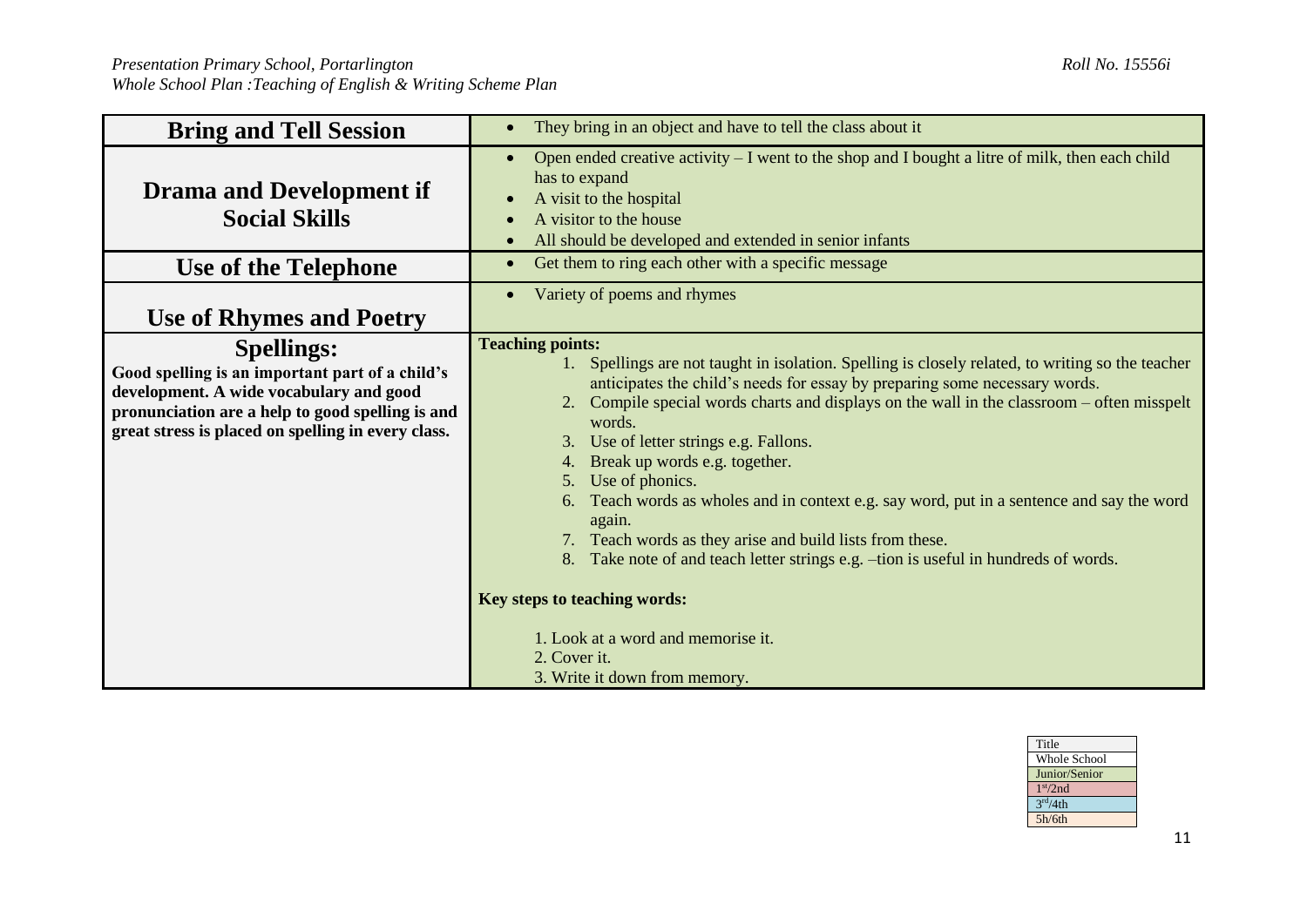| Bring and Tell Session | • They bring in an object and have to tell the class about it |
|---|---|
| **Drama and Development if Social Skills** | • Open ended creative activity – I went to the shop and I bought a litre of milk, then each child has to expand<br>• A visit to the hospital<br>• A visitor to the house<br>• All should be developed and extended in senior infants |
| **Use of the Telephone** | • Get them to ring each other with a specific message |
| **Use of Rhymes and Poetry** | • Variety of poems and rhymes |
| **Spellings:**<br>**Good spelling is an important part of a child's development. A wide vocabulary and good pronunciation are a help to good spelling is and great stress is placed on spelling in every class.** | **Teaching points:**<br>1. Spellings are not taught in isolation. Spelling is closely related, to writing so the teacher anticipates the child's needs for essay by preparing some necessary words.<br>2. Compile special words charts and displays on the wall in the classroom – often misspelt words.<br>3. Use of letter strings e.g. Fallons.<br>4. Break up words e.g. together.<br>5. Use of phonics.<br>6. Teach words as wholes and in context e.g. say word, put in a sentence and say the word again.<br>7. Teach words as they arise and build lists from these.<br>8. Take note of and teach letter strings e.g. –tion is useful in hundreds of words.<br><br>**Key steps to teaching words:**<br><br>1. Look at a word and memorise it.<br>2. Cover it.<br>3. Write it down from memory. |

| Title |
|---|
| Whole School |
| Junior/Senior |
| 1st/2nd |
| 3rd/4th |
| 5h/6th |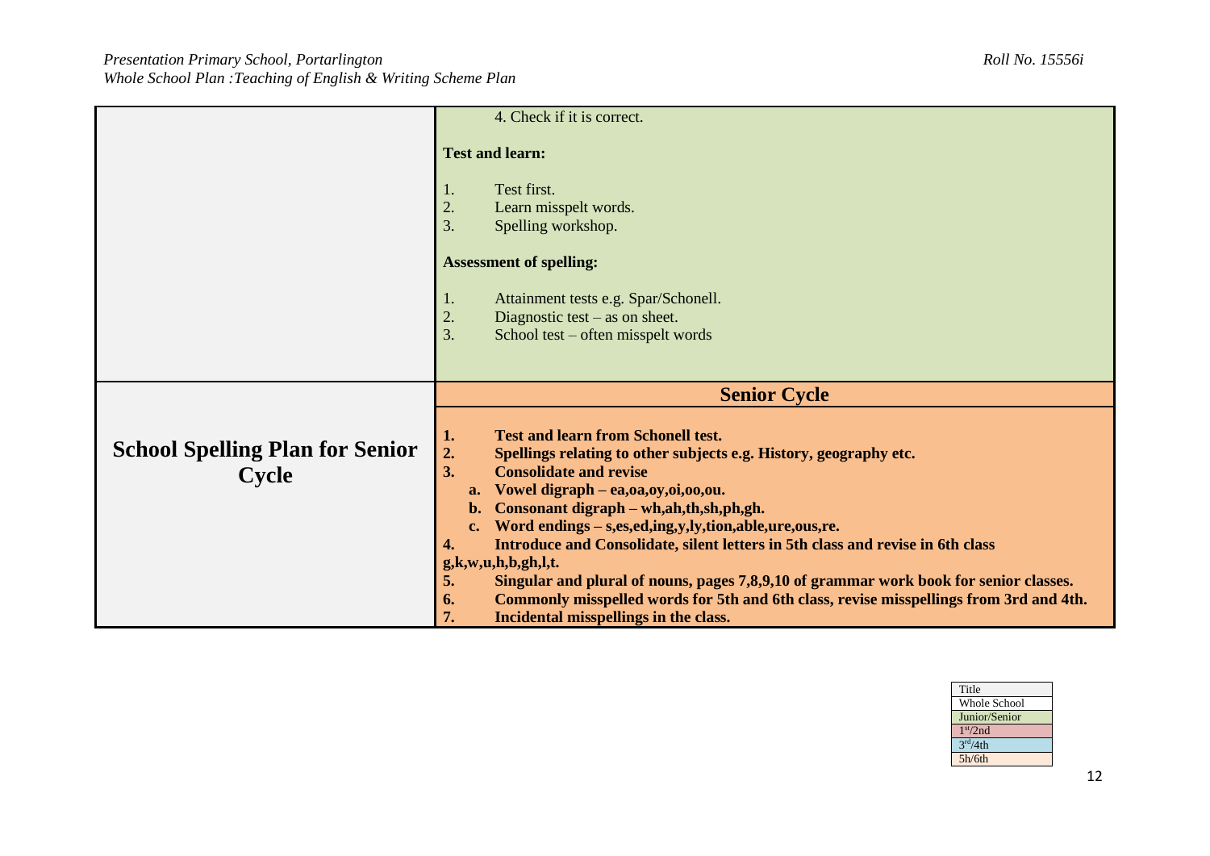| | |
|---|---|
| | 4. Check if it is correct.<br><br>**Test and learn:**<br><br>1. Test first.<br>2. Learn misspelt words.<br>3. Spelling workshop.<br><br>**Assessment of spelling:**<br><br>1. Attainment tests e.g. Spar/Schonell.<br>2. Diagnostic test – as on sheet.<br>3. School test – often misspelt words |
| | **Senior Cycle** |
| **School Spelling Plan for Senior Cycle** | **1. Test and learn from Schonell test.**<br>**2. Spellings relating to other subjects e.g. History, geography etc.**<br>**3. Consolidate and revise**<br>**a. Vowel digraph – ea,oa,oy,oi,oo,ou.**<br>**b. Consonant digraph – wh,ah,th,sh,ph,gh.**<br>**c. Word endings – s,es,ed,ing,y,ly,tion,able,ure,ous,re.**<br>**4. Introduce and Consolidate, silent letters in 5th class and revise in 6th class g,k,w,u,h,b,gh,l,t.**<br>**5. Singular and plural of nouns, pages 7,8,9,10 of grammar work book for senior classes.**<br>**6. Commonly misspelled words for 5th and 6th class, revise misspellings from 3rd and 4th.**<br>**7. Incidental misspellings in the class.** |

| Title |
|---|
| Whole School |
| Junior/Senior |
| 1st/2nd |
| 3rd/4th |
| 5h/6th |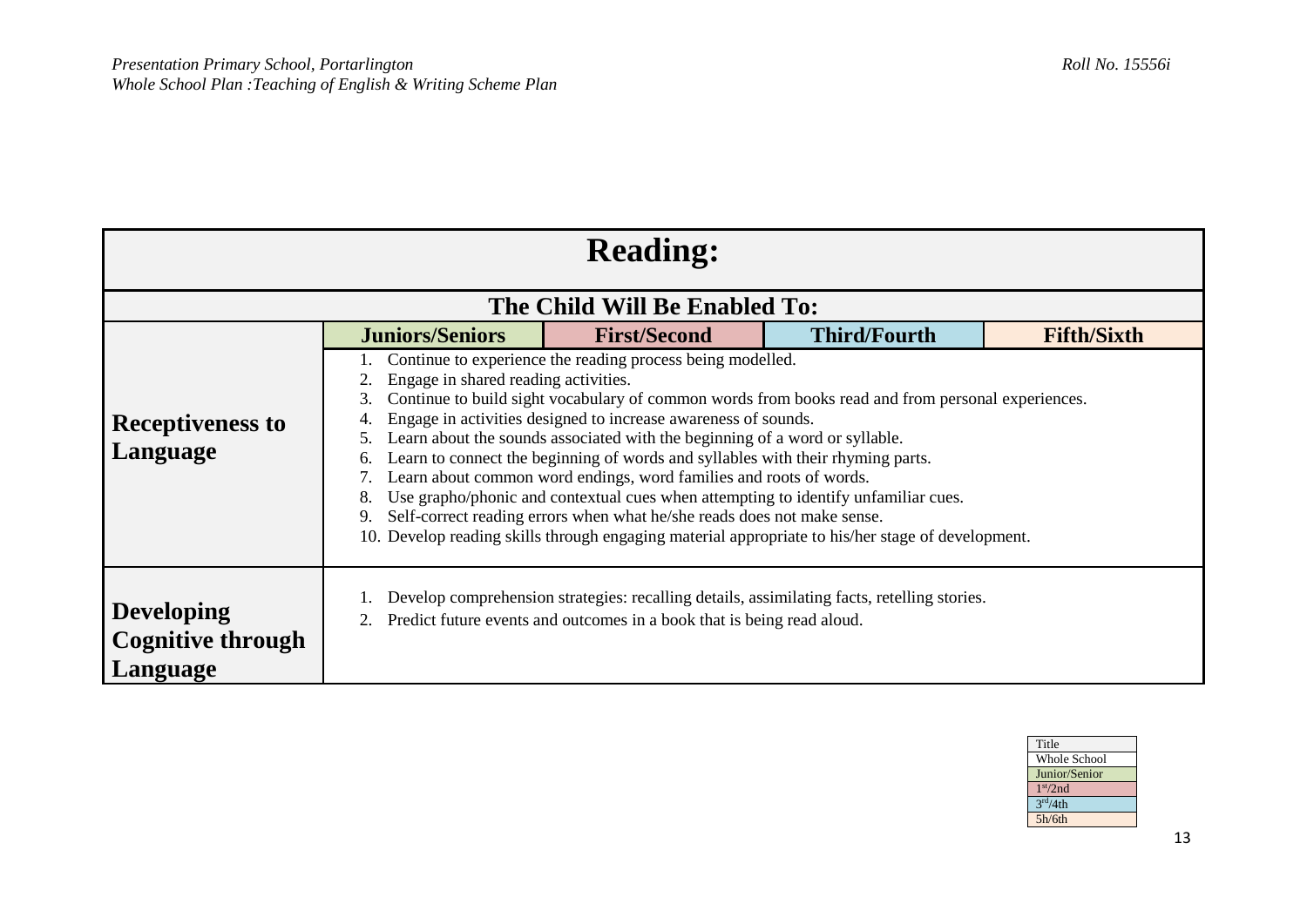| Reading: | | | | |
|---|---|---|---|---|
| **The Child Will Be Enabled To:** | | | | |
| | **Juniors/Seniors** | **First/Second** | **Third/Fourth** | **Fifth/Sixth** |
| **Receptiveness to Language** | 1. Continue to experience the reading process being modelled.<br>2. Engage in shared reading activities.<br>3. Continue to build sight vocabulary of common words from books read and from personal experiences.<br>4. Engage in activities designed to increase awareness of sounds.<br>5. Learn about the sounds associated with the beginning of a word or syllable.<br>6. Learn to connect the beginning of words and syllables with their rhyming parts.<br>7. Learn about common word endings, word families and roots of words.<br>8. Use grapho/phonic and contextual cues when attempting to identify unfamiliar cues.<br>9. Self-correct reading errors when what he/she reads does not make sense.<br>10. Develop reading skills through engaging material appropriate to his/her stage of development. | | | |
| **Developing Cognitive through Language** | 1. Develop comprehension strategies: recalling details, assimilating facts, retelling stories.<br>2. Predict future events and outcomes in a book that is being read aloud. | | | |

| Title |
|---|
| Whole School |
| Junior/Senior |
| 1st/2nd |
| 3rd/4th |
| 5h/6th |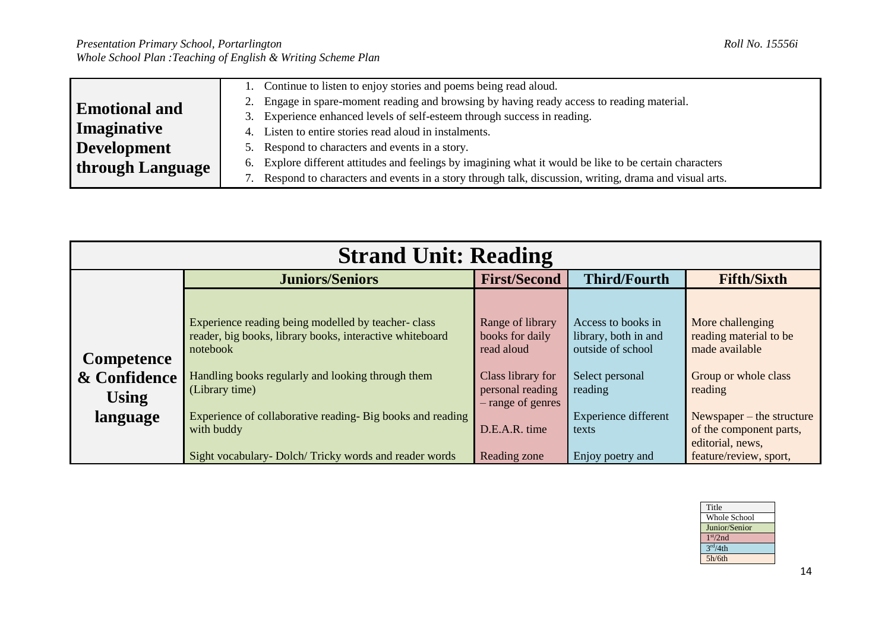| Emotional and Imaginative Development through Language | 1. Continue to listen to enjoy stories and poems being read aloud.<br>2. Engage in spare-moment reading and browsing by having ready access to reading material.<br>3. Experience enhanced levels of self-esteem through success in reading.<br>4. Listen to entire stories read aloud in instalments.<br>5. Respond to characters and events in a story.<br>6. Explore different attitudes and feelings by imagining what it would be like to be certain characters<br>7. Respond to characters and events in a story through talk, discussion, writing, drama and visual arts. |
|---|---|

| Strand Unit: Reading | | | | |
|---|---|---|---|---|
| | **Juniors/Seniors** | **First/Second** | **Third/Fourth** | **Fifth/Sixth** |
| **Competence & Confidence Using language** | Experience reading being modelled by teacher- class reader, big books, library books, interactive whiteboard notebook<br><br>Handling books regularly and looking through them (Library time)<br><br>Experience of collaborative reading- Big books and reading with buddy<br><br>Sight vocabulary- Dolch/ Tricky words and reader words | Range of library books for daily read aloud<br><br>Class library for personal reading – range of genres<br><br>D.E.A.R. time<br><br>Reading zone | Access to books in library, both in and outside of school<br><br>Select personal reading<br><br>Experience different texts<br><br>Enjoy poetry and | More challenging reading material to be made available<br><br>Group or whole class reading<br><br>Newspaper – the structure of the component parts, editorial, news, feature/review, sport, |

| Title |
|---|
| Whole School |
| Junior/Senior |
| 1st/2nd |
| 3rd/4th |
| 5h/6th |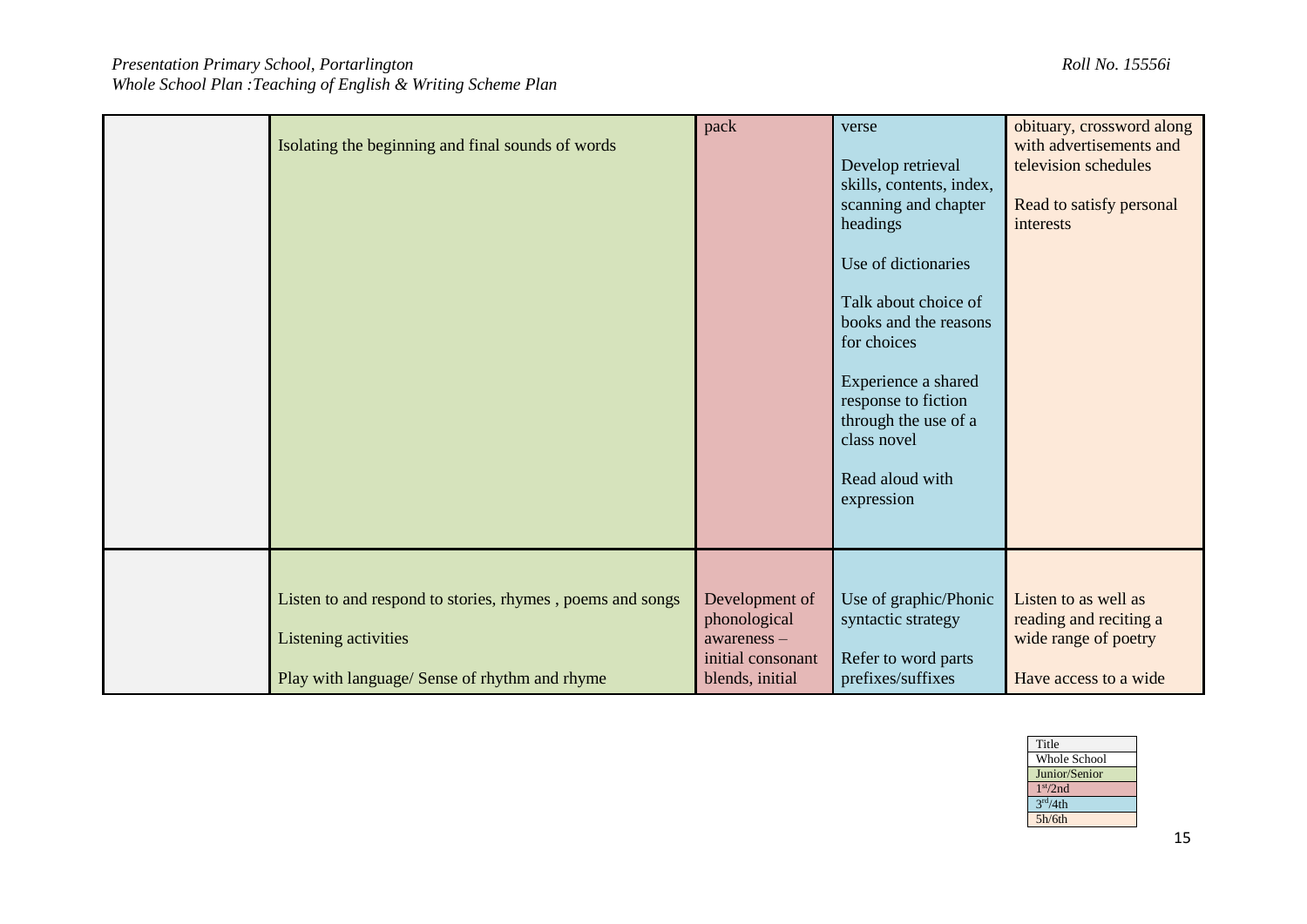| | | | | |
|---|---|---|---|---|
| | Isolating the beginning and final sounds of words | pack | verse<br><br>Develop retrieval skills, contents, index, scanning and chapter headings<br><br>Use of dictionaries<br><br>Talk about choice of books and the reasons for choices<br><br>Experience a shared response to fiction through the use of a class novel<br><br>Read aloud with expression | obituary, crossword along with advertisements and television schedules<br><br>Read to satisfy personal interests |
| | Listen to and respond to stories, rhymes , poems and songs<br><br>Listening activities<br><br>Play with language/ Sense of rhythm and rhyme | Development of phonological awareness – initial consonant blends, initial | Use of graphic/Phonic syntactic strategy<br><br>Refer to word parts prefixes/suffixes | Listen to as well as reading and reciting a wide range of poetry<br><br>Have access to a wide |

| Title |
|---|
| Whole School |
| Junior/Senior |
| 1st/2nd |
| 3rd/4th |
| 5h/6th |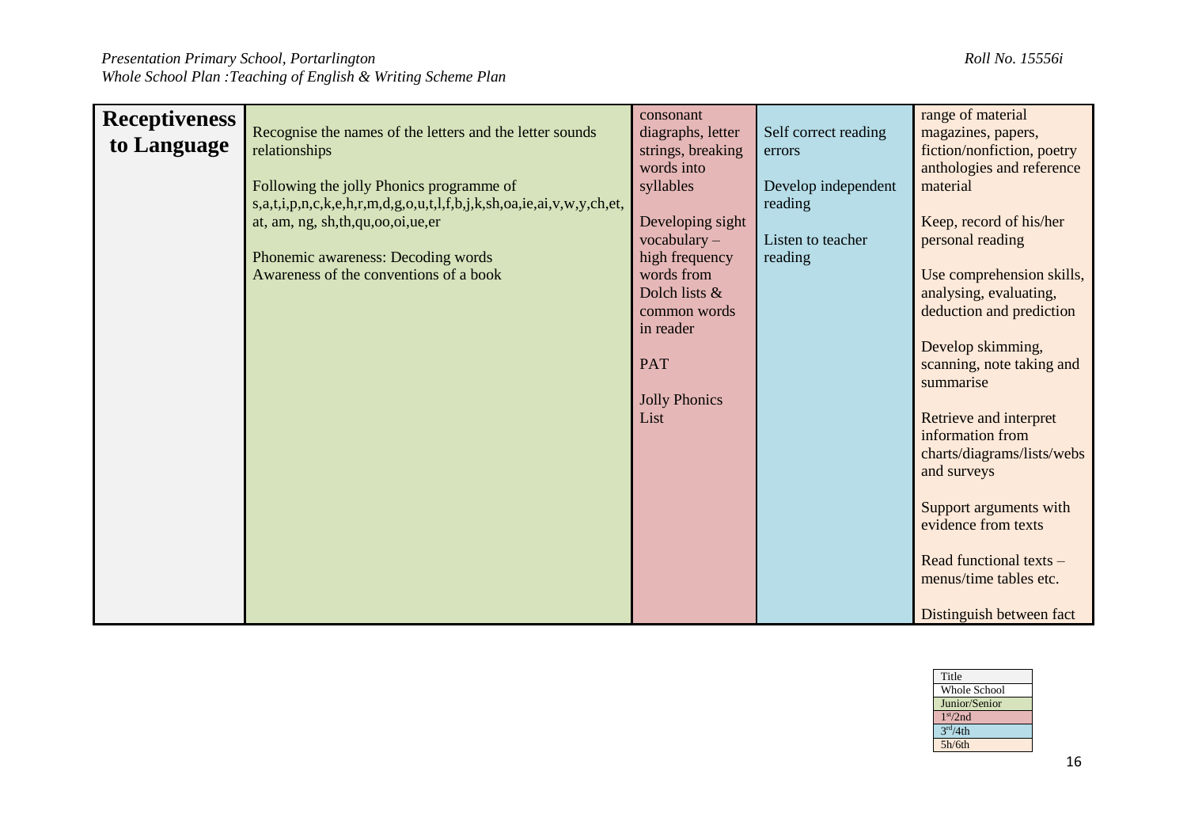| **Receptiveness to Language** | Recognise the names of the letters and the letter sounds relationships<br><br>Following the jolly Phonics programme of s,a,t,i,p,n,c,k,e,h,r,m,d,g,o,u,t,l,f,b,j,k,sh,oa,ie,ai,v,w,y,ch,et, at, am, ng, sh,th,qu,oo,oi,ue,er<br><br>Phonemic awareness: Decoding words<br>Awareness of the conventions of a book | consonant diagraphs, letter strings, breaking words into syllables<br><br>Developing sight vocabulary – high frequency words from Dolch lists & common words in reader<br><br>PAT<br><br>Jolly Phonics List | Self correct reading errors<br><br>Develop independent reading<br><br>Listen to teacher reading | range of material magazines, papers, fiction/nonfiction, poetry anthologies and reference material<br><br>Keep, record of his/her personal reading<br><br>Use comprehension skills, analysing, evaluating, deduction and prediction<br><br>Develop skimming, scanning, note taking and summarise<br><br>Retrieve and interpret information from charts/diagrams/lists/webs and surveys<br><br>Support arguments with evidence from texts<br><br>Read functional texts – menus/time tables etc.<br><br>Distinguish between fact |
|---|---|---|---|---|

| Title |
|---|
| Whole School |
| Junior/Senior |
| 1st/2nd |
| 3rd/4th |
| 5h/6th |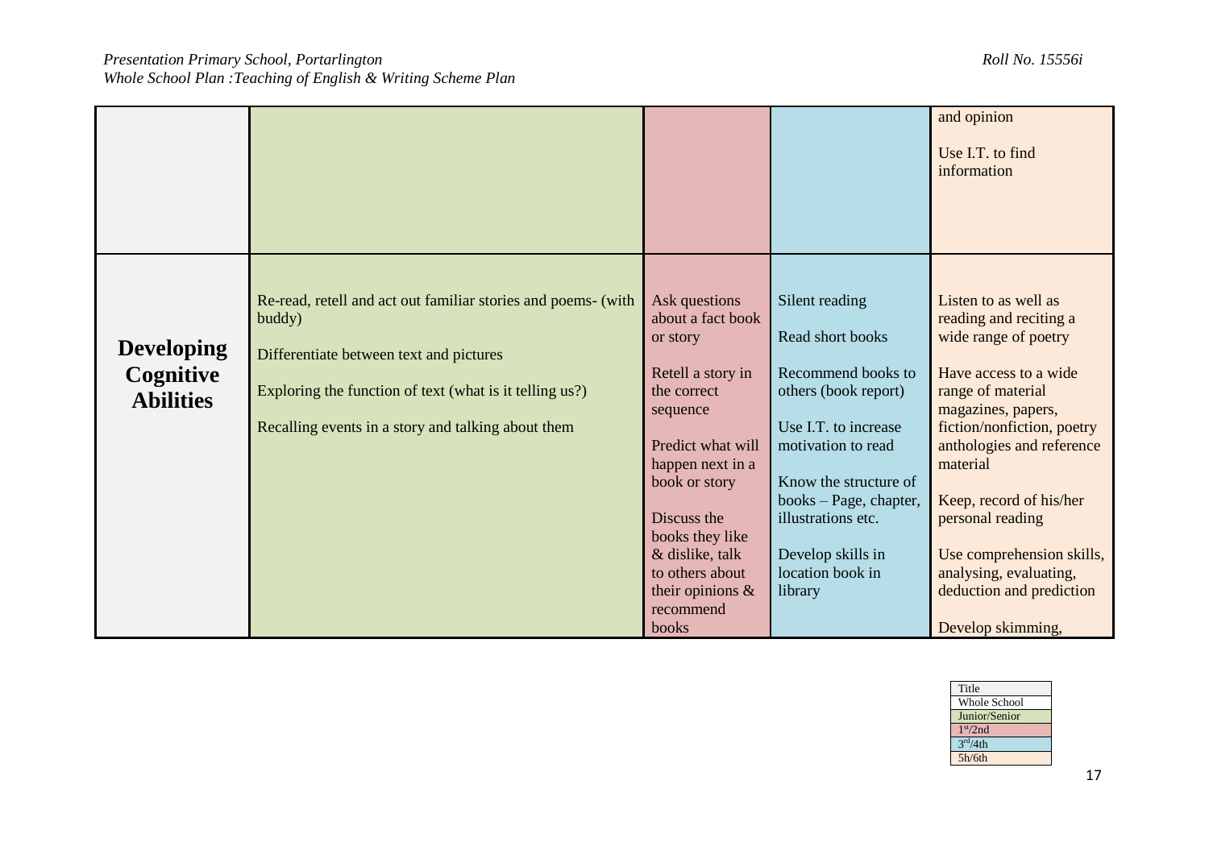| | | | | |
|---|---|---|---|---|
| | | | | and opinion<br><br>Use I.T. to find information |
| **Developing Cognitive Abilities** | Re-read, retell and act out familiar stories and poems- (with buddy)<br><br>Differentiate between text and pictures<br><br>Exploring the function of text (what is it telling us?)<br><br>Recalling events in a story and talking about them | Ask questions about a fact book or story<br><br>Retell a story in the correct sequence<br><br>Predict what will happen next in a book or story<br><br>Discuss the books they like & dislike, talk to others about their opinions & recommend books | Silent reading<br><br>Read short books<br><br>Recommend books to others (book report)<br><br>Use I.T. to increase motivation to read<br><br>Know the structure of books – Page, chapter, illustrations etc.<br><br>Develop skills in location book in library | Listen to as well as reading and reciting a wide range of poetry<br><br>Have access to a wide range of material magazines, papers, fiction/nonfiction, poetry anthologies and reference material<br><br>Keep, record of his/her personal reading<br><br>Use comprehension skills, analysing, evaluating, deduction and prediction<br><br>Develop skimming, |

| Title |
|---|
| Whole School |
| Junior/Senior |
| 1st/2nd |
| 3rd/4th |
| 5h/6th |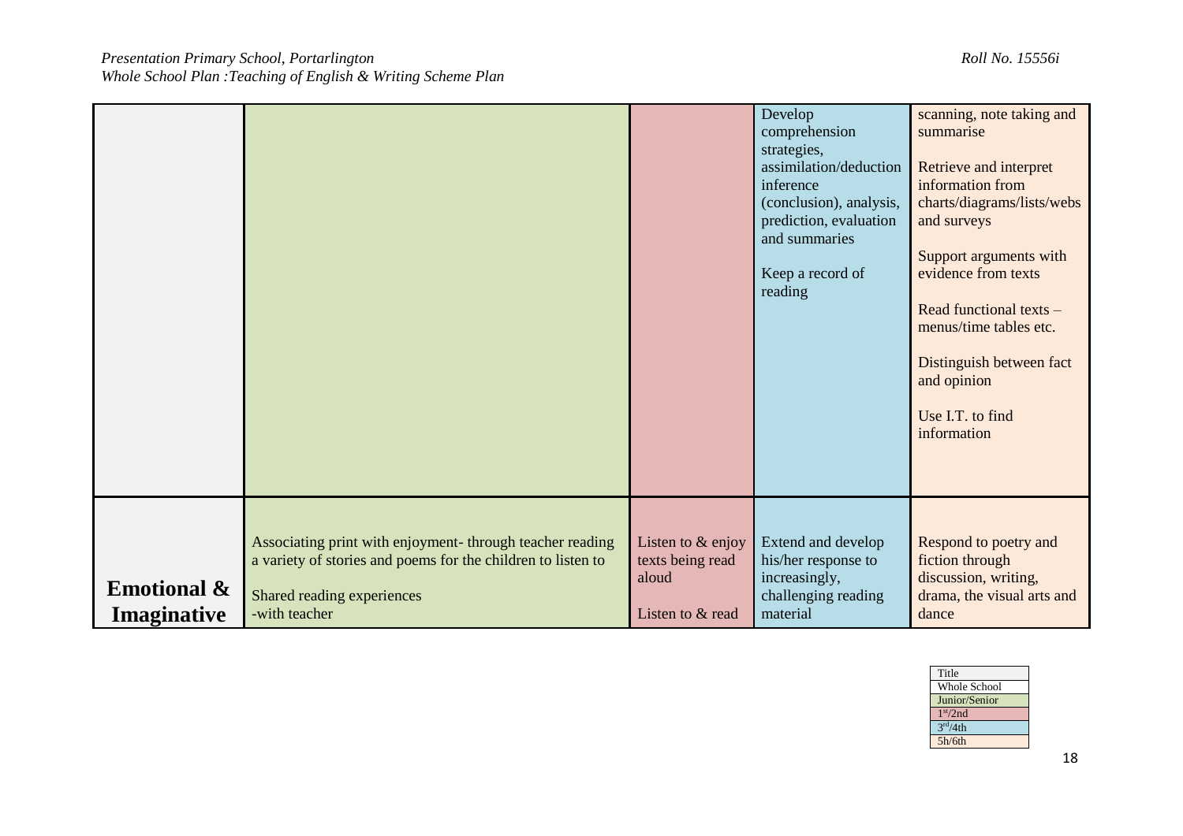| | | | | |
|---|---|---|---|---|
| | | | Develop comprehension strategies, assimilation/deduction inference (conclusion), analysis, prediction, evaluation and summaries<br><br>Keep a record of reading | scanning, note taking and summarise<br><br>Retrieve and interpret information from charts/diagrams/lists/webs and surveys<br><br>Support arguments with evidence from texts<br><br>Read functional texts – menus/time tables etc.<br><br>Distinguish between fact and opinion<br><br>Use I.T. to find information |
| **Emotional & Imaginative** | Associating print with enjoyment- through teacher reading a variety of stories and poems for the children to listen to<br><br>Shared reading experiences<br>-with teacher | Listen to & enjoy texts being read aloud<br><br>Listen to & read | Extend and develop his/her response to increasingly, challenging reading material | Respond to poetry and fiction through discussion, writing, drama, the visual arts and dance |

| Title |
|---|
| Whole School |
| Junior/Senior |
| 1st/2nd |
| 3rd/4th |
| 5h/6th |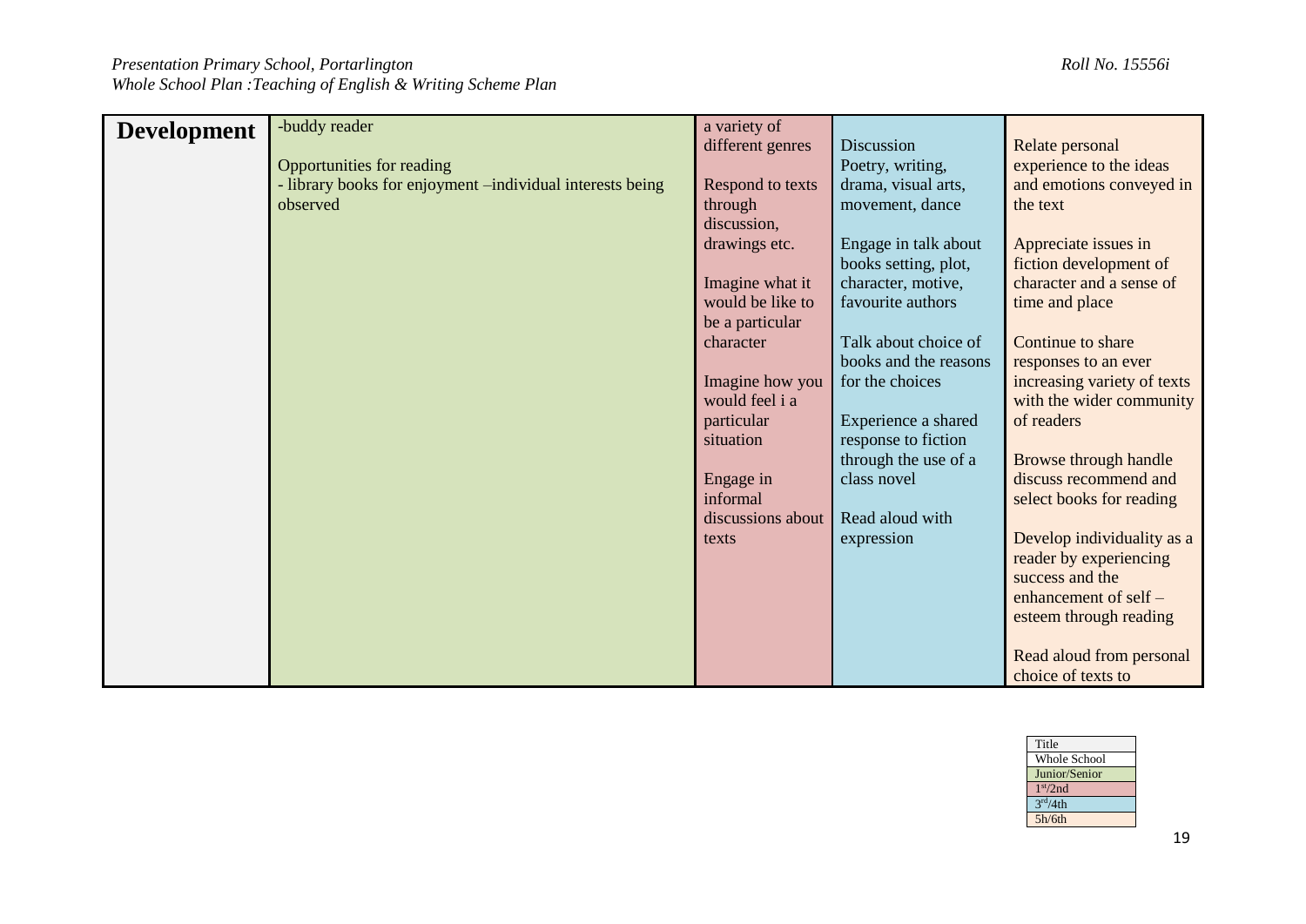| Development | -buddy reader<br><br>Opportunities for reading<br>- library books for enjoyment –individual interests being observed | a variety of different genres<br><br>Respond to texts through discussion, drawings etc.<br><br>Imagine what it would be like to be a particular character<br><br>Imagine how you would feel i a particular situation<br><br>Engage in informal discussions about texts | Discussion<br>Poetry, writing, drama, visual arts, movement, dance<br><br>Engage in talk about books setting, plot, character, motive, favourite authors<br><br>Talk about choice of books and the reasons for the choices<br><br>Experience a shared response to fiction through the use of a class novel<br><br>Read aloud with expression | Relate personal experience to the ideas and emotions conveyed in the text<br><br>Appreciate issues in fiction development of character and a sense of time and place<br><br>Continue to share responses to an ever increasing variety of texts with the wider community of readers<br><br>Browse through handle discuss recommend and select books for reading<br><br>Develop individuality as a reader by experiencing success and the enhancement of self – esteem through reading<br><br>Read aloud from personal choice of texts to |
|---|---|---|---|---|

| Title |
|---|
| Whole School |
| Junior/Senior |
| 1st/2nd |
| 3rd/4th |
| 5h/6th |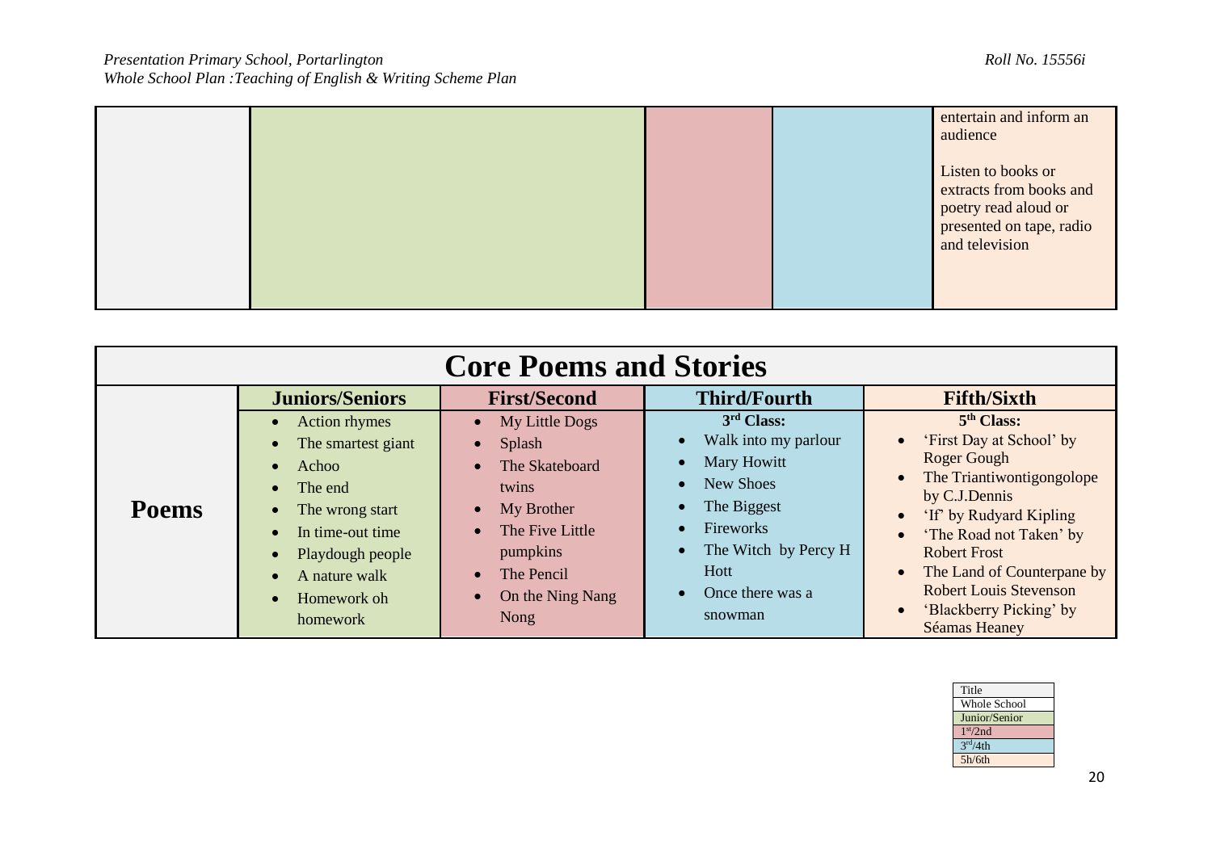| | | | | |
|---|---|---|---|---|
| | | | | entertain and inform an audience<br><br>Listen to books or extracts from books and poetry read aloud or presented on tape, radio and television |

## Core Poems and Stories

| | Juniors/Seniors | First/Second | Third/Fourth | Fifth/Sixth |
|---|---|---|---|---|
| **Poems** | • Action rhymes<br>• The smartest giant<br>• Achoo<br>• The end<br>• The wrong start<br>• In time-out time<br>• Playdough people<br>• A nature walk<br>• Homework oh homework | • My Little Dogs<br>• Splash<br>• The Skateboard twins<br>• My Brother<br>• The Five Little pumpkins<br>• The Pencil<br>• On the Ning Nang Nong | **3rd Class:**<br>• Walk into my parlour<br>• Mary Howitt<br>• New Shoes<br>• The Biggest<br>• Fireworks<br>• The Witch by Percy H Hott<br>• Once there was a snowman | **5th Class:**<br>• 'First Day at School' by Roger Gough<br>• The Triantiwontigongolope by C.J.Dennis<br>• 'If' by Rudyard Kipling<br>• 'The Road not Taken' by Robert Frost<br>• The Land of Counterpane by Robert Louis Stevenson<br>• 'Blackberry Picking' by Séamas Heaney |

| Title |
|---|
| Whole School |
| Junior/Senior |
| 1st/2nd |
| 3rd/4th |
| 5h/6th |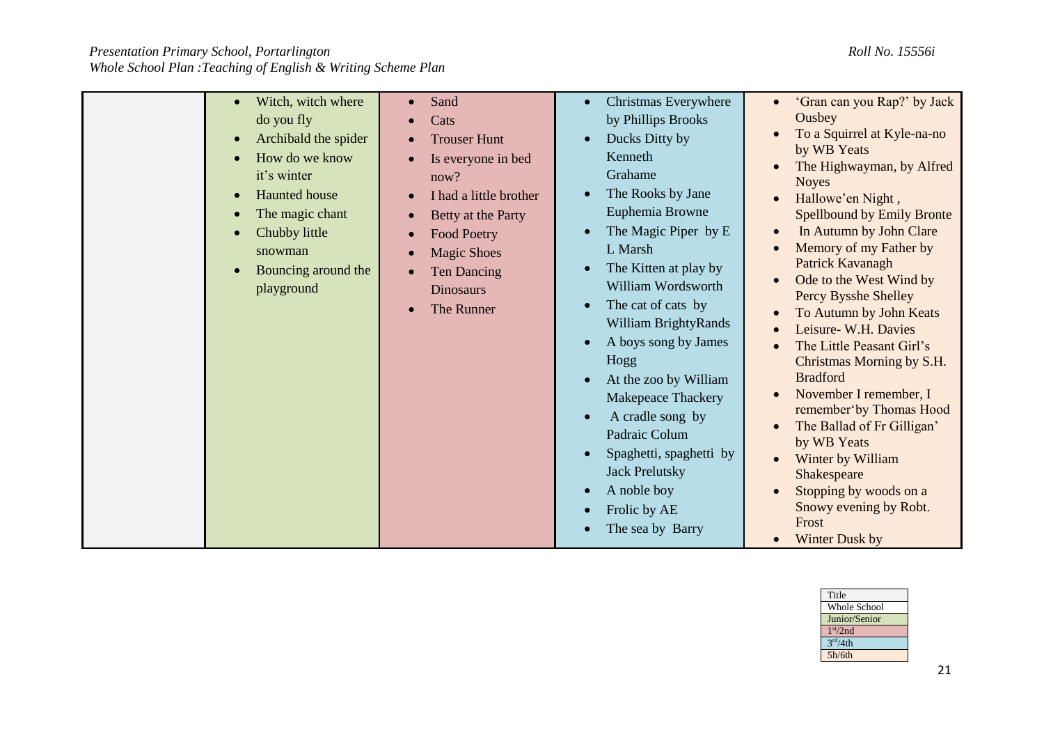| | | | | |
|---|---|---|---|---|
| | • Witch, witch where do you fly<br>• Archibald the spider<br>• How do we know it's winter<br>• Haunted house<br>• The magic chant<br>• Chubby little snowman<br>• Bouncing around the playground | • Sand<br>• Cats<br>• Trouser Hunt<br>• Is everyone in bed now?<br>• I had a little brother<br>• Betty at the Party<br>• Food Poetry<br>• Magic Shoes<br>• Ten Dancing Dinosaurs<br>• The Runner | • Christmas Everywhere by Phillips Brooks<br>• Ducks Ditty by Kenneth Grahame<br>• The Rooks by Jane Euphemia Browne<br>• The Magic Piper by E L Marsh<br>• The Kitten at play by William Wordsworth<br>• The cat of cats by William BrightyRands<br>• A boys song by James Hogg<br>• At the zoo by William Makepeace Thackery<br>• A cradle song by Padraic Colum<br>• Spaghetti, spaghetti by Jack Prelutsky<br>• A noble boy<br>• Frolic by AE<br>• The sea by Barry | • 'Gran can you Rap?' by Jack Ousbey<br>• To a Squirrel at Kyle-na-no by WB Yeats<br>• The Highwayman, by Alfred Noyes<br>• Hallowe'en Night , Spellbound by Emily Bronte<br>• In Autumn by John Clare<br>• Memory of my Father by Patrick Kavanagh<br>• Ode to the West Wind by Percy Bysshe Shelley<br>• To Autumn by John Keats<br>• Leisure- W.H. Davies<br>• The Little Peasant Girl's Christmas Morning by S.H. Bradford<br>• November I remember, I remember'by Thomas Hood<br>• The Ballad of Fr Gilligan' by WB Yeats<br>• Winter by William Shakespeare<br>• Stopping by woods on a Snowy evening by Robt. Frost<br>• Winter Dusk by |

| Title |
|---|
| Whole School |
| Junior/Senior |
| 1st/2nd |
| 3rd/4th |
| 5h/6th |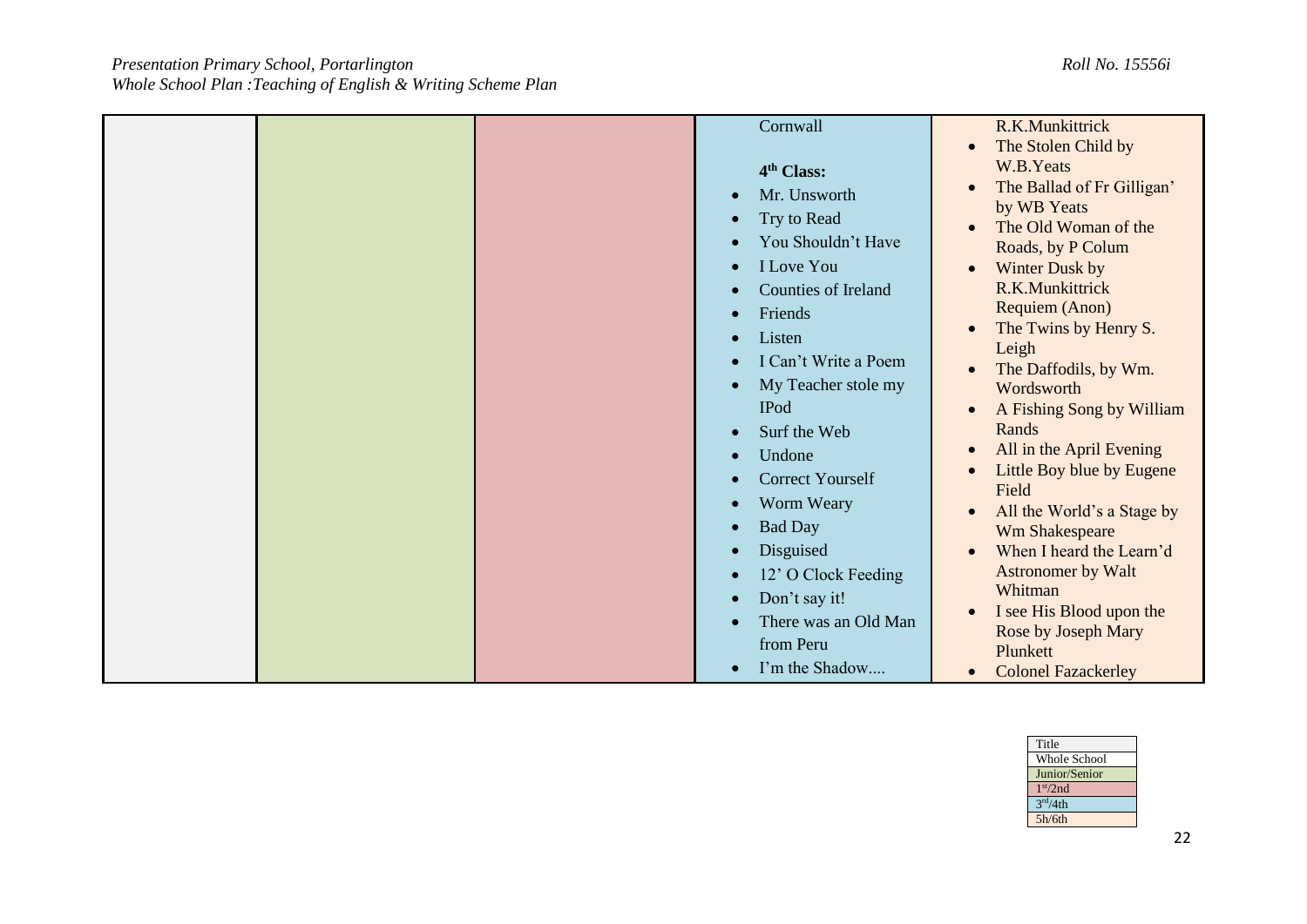| | | | Cornwall<br><br>**4th Class:**<br>• Mr. Unsworth<br>• Try to Read<br>• You Shouldn't Have<br>• I Love You<br>• Counties of Ireland<br>• Friends<br>• Listen<br>• I Can't Write a Poem<br>• My Teacher stole my IPod<br>• Surf the Web<br>• Undone<br>• Correct Yourself<br>• Worm Weary<br>• Bad Day<br>• Disguised<br>• 12' O Clock Feeding<br>• Don't say it!<br>• There was an Old Man from Peru<br>• I'm the Shadow.... | R.K.Munkittrick<br>• The Stolen Child by W.B.Yeats<br>• The Ballad of Fr Gilligan' by WB Yeats<br>• The Old Woman of the Roads, by P Colum<br>• Winter Dusk by R.K.Munkittrick Requiem (Anon)<br>• The Twins by Henry S. Leigh<br>• The Daffodils, by Wm. Wordsworth<br>• A Fishing Song by William Rands<br>• All in the April Evening<br>• Little Boy blue by Eugene Field<br>• All the World's a Stage by Wm Shakespeare<br>• When I heard the Learn'd Astronomer by Walt Whitman<br>• I see His Blood upon the Rose by Joseph Mary Plunkett<br>• Colonel Fazackerley |
|---|---|---|---|---|

| Title |
|---|
| Whole School |
| Junior/Senior |
| 1st/2nd |
| 3rd/4th |
| 5h/6th |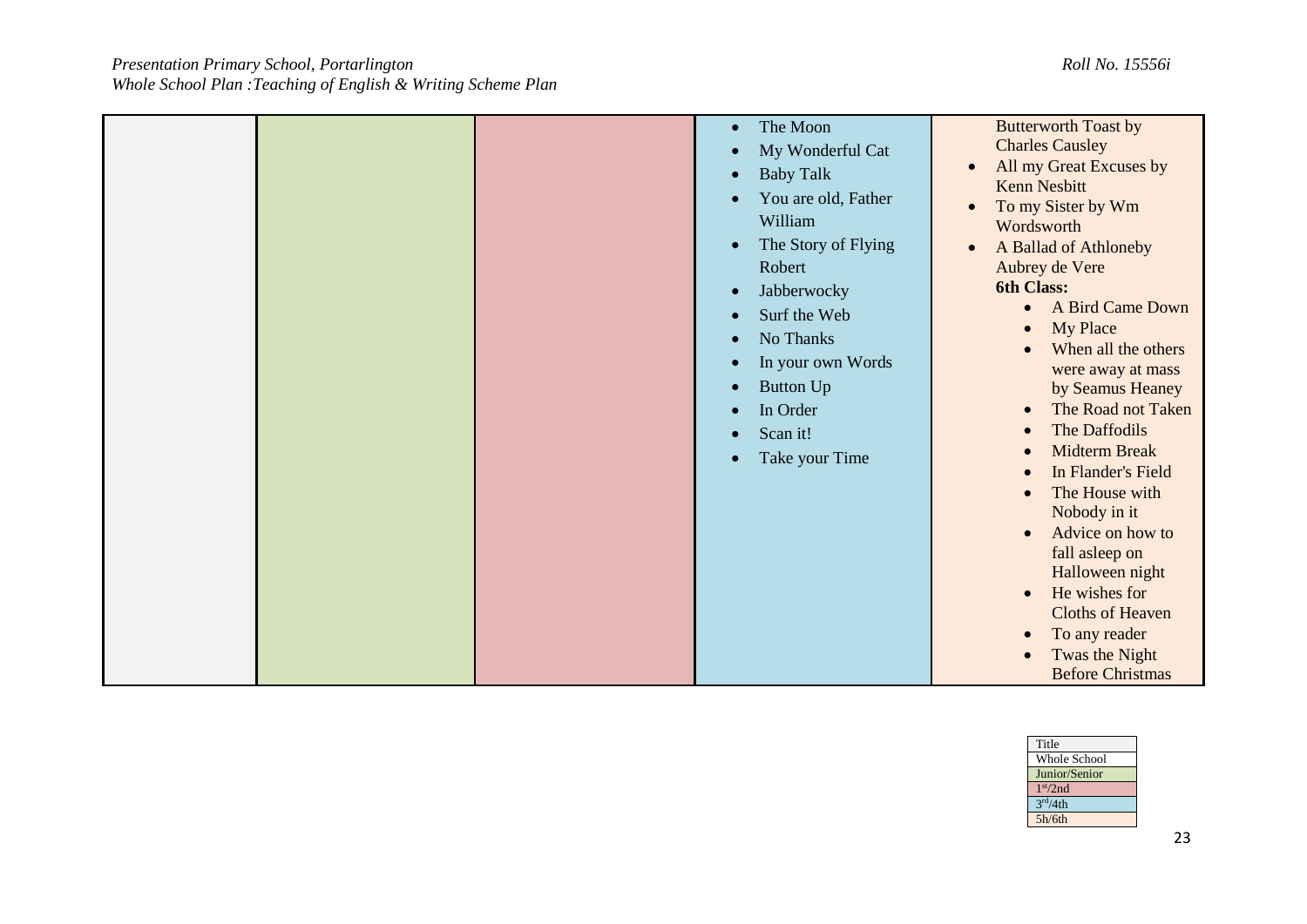| | | | | |
|---|---|---|---|---|
| | | | • The Moon<br>• My Wonderful Cat<br>• Baby Talk<br>• You are old, Father William<br>• The Story of Flying Robert<br>• Jabberwocky<br>• Surf the Web<br>• No Thanks<br>• In your own Words<br>• Button Up<br>• In Order<br>• Scan it!<br>• Take your Time | Butterworth Toast by Charles Causley<br>• All my Great Excuses by Kenn Nesbitt<br>• To my Sister by Wm Wordsworth<br>• A Ballad of Athloneby Aubrey de Vere<br>**6th Class:**<br>• A Bird Came Down<br>• My Place<br>• When all the others were away at mass by Seamus Heaney<br>• The Road not Taken<br>• The Daffodils<br>• Midterm Break<br>• In Flander's Field<br>• The House with Nobody in it<br>• Advice on how to fall asleep on Halloween night<br>• He wishes for Cloths of Heaven<br>• To any reader<br>• Twas the Night Before Christmas |

| Title |
|---|
| Whole School |
| Junior/Senior |
| 1st/2nd |
| 3rd/4th |
| 5h/6th |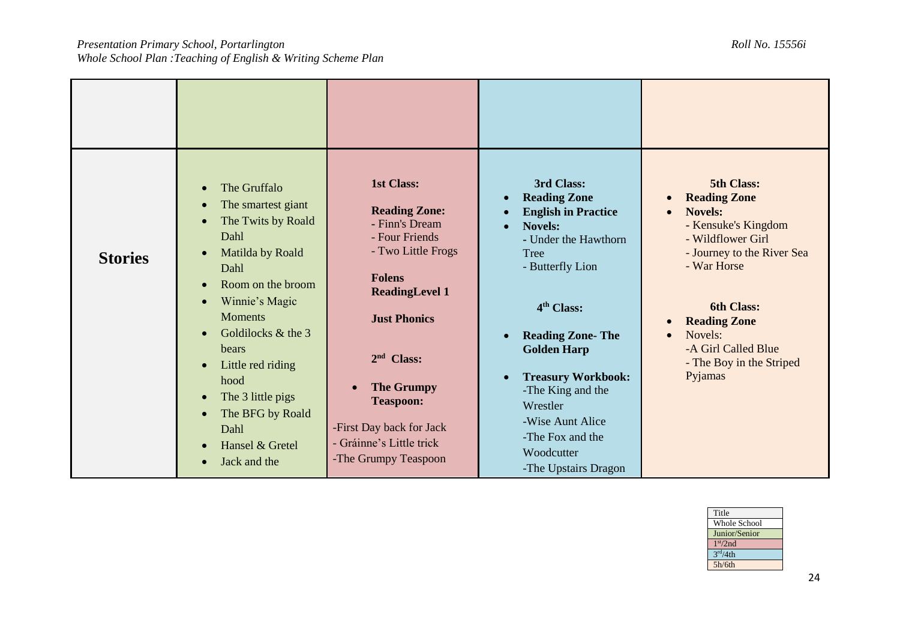| | | | | |
|---|---|---|---|---|
| **Stories** | • The Gruffalo<br>• The smartest giant<br>• The Twits by Roald Dahl<br>• Matilda by Roald Dahl<br>• Room on the broom<br>• Winnie's Magic Moments<br>• Goldilocks & the 3 bears<br>• Little red riding hood<br>• The 3 little pigs<br>• The BFG by Roald Dahl<br>• Hansel & Gretel<br>• Jack and the | **1st Class:**<br><br>**Reading Zone:**<br>- Finn's Dream<br>- Four Friends<br>- Two Little Frogs<br><br>**Folens ReadingLevel 1**<br><br>**Just Phonics**<br><br>**2nd Class:**<br><br>• **The Grumpy Teaspoon:**<br><br>-First Day back for Jack<br>- Gráinne's Little trick<br>-The Grumpy Teaspoon | **3rd Class:**<br>• **Reading Zone**<br>• **English in Practice**<br>• **Novels:**<br>- Under the Hawthorn Tree<br>- Butterfly Lion<br><br>**4th Class:**<br><br>• **Reading Zone- The Golden Harp**<br><br>• **Treasury Workbook:**<br>-The King and the Wrestler<br>-Wise Aunt Alice<br>-The Fox and the Woodcutter<br>-The Upstairs Dragon | **5th Class:**<br>• **Reading Zone**<br>• **Novels:**<br>- Kensuke's Kingdom<br>- Wildflower Girl<br>- Journey to the River Sea<br>- War Horse<br><br>**6th Class:**<br>• **Reading Zone**<br>• Novels:<br>-A Girl Called Blue<br>- The Boy in the Striped Pyjamas |

| Title |
|---|
| Whole School |
| Junior/Senior |
| 1st/2nd |
| 3rd/4th |
| 5h/6th |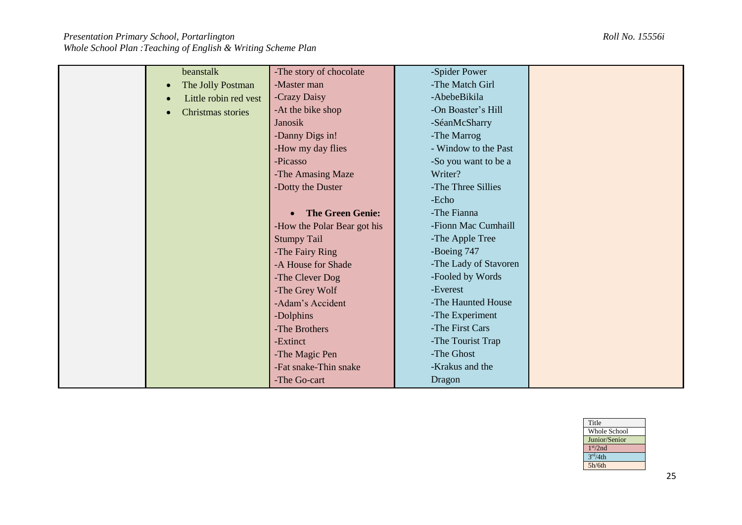| | | | | |
|---|---|---|---|---|
| | beanstalk<br>• The Jolly Postman<br>• Little robin red vest<br>• Christmas stories | -The story of chocolate<br>-Master man<br>-Crazy Daisy<br>-At the bike shop<br>Janosik<br>-Danny Digs in!<br>-How my day flies<br>-Picasso<br>-The Amasing Maze<br>-Dotty the Duster<br><br>• **The Green Genie:**<br>-How the Polar Bear got his Stumpy Tail<br>-The Fairy Ring<br>-A House for Shade<br>-The Clever Dog<br>-The Grey Wolf<br>-Adam's Accident<br>-Dolphins<br>-The Brothers<br>-Extinct<br>-The Magic Pen<br>-Fat snake-Thin snake<br>-The Go-cart | -Spider Power<br>-The Match Girl<br>-AbebeBikila<br>-On Boaster's Hill<br>-SéanMcSharry<br>-The Marrog<br>- Window to the Past<br>-So you want to be a Writer?<br>-The Three Sillies<br>-Echo<br>-The Fianna<br>-Fionn Mac Cumhaill<br>-The Apple Tree<br>-Boeing 747<br>-The Lady of Stavoren<br>-Fooled by Words<br>-Everest<br>-The Haunted House<br>-The Experiment<br>-The First Cars<br>-The Tourist Trap<br>-The Ghost<br>-Krakus and the Dragon | |

| Title |
|---|
| Whole School |
| Junior/Senior |
| $1^{st}$/2nd |
| $3^{rd}$/4th |
| 5h/6th |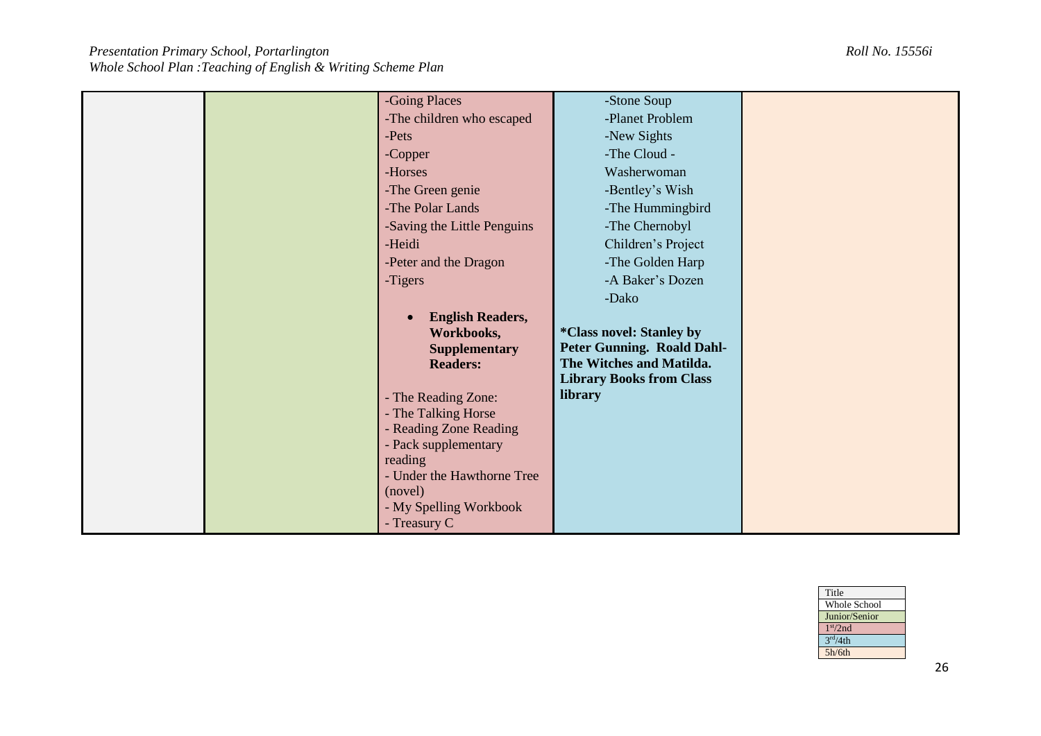| | | | | |
|---|---|---|---|---|
| | | -Going Places<br>-The children who escaped<br>-Pets<br>-Copper<br>-Horses<br>-The Green genie<br>-The Polar Lands<br>-Saving the Little Penguins<br>-Heidi<br>-Peter and the Dragon<br>-Tigers<br><br>• **English Readers, Workbooks, Supplementary Readers:**<br><br>- The Reading Zone:<br>- The Talking Horse<br>- Reading Zone Reading<br>- Pack supplementary reading<br>- Under the Hawthorne Tree (novel)<br>- My Spelling Workbook<br>- Treasury C | -Stone Soup<br>-Planet Problem<br>-New Sights<br>-The Cloud - Washerwoman<br>-Bentley's Wish<br>-The Hummingbird<br>-The Chernobyl Children's Project<br>-The Golden Harp<br>-A Baker's Dozen<br>-Dako<br><br>**\*Class novel: Stanley by Peter Gunning. Roald Dahl- The Witches and Matilda. Library Books from Class library** | |

| Title |
|---|
| Whole School |
| Junior/Senior |
| 1st/2nd |
| 3rd/4th |
| 5h/6th |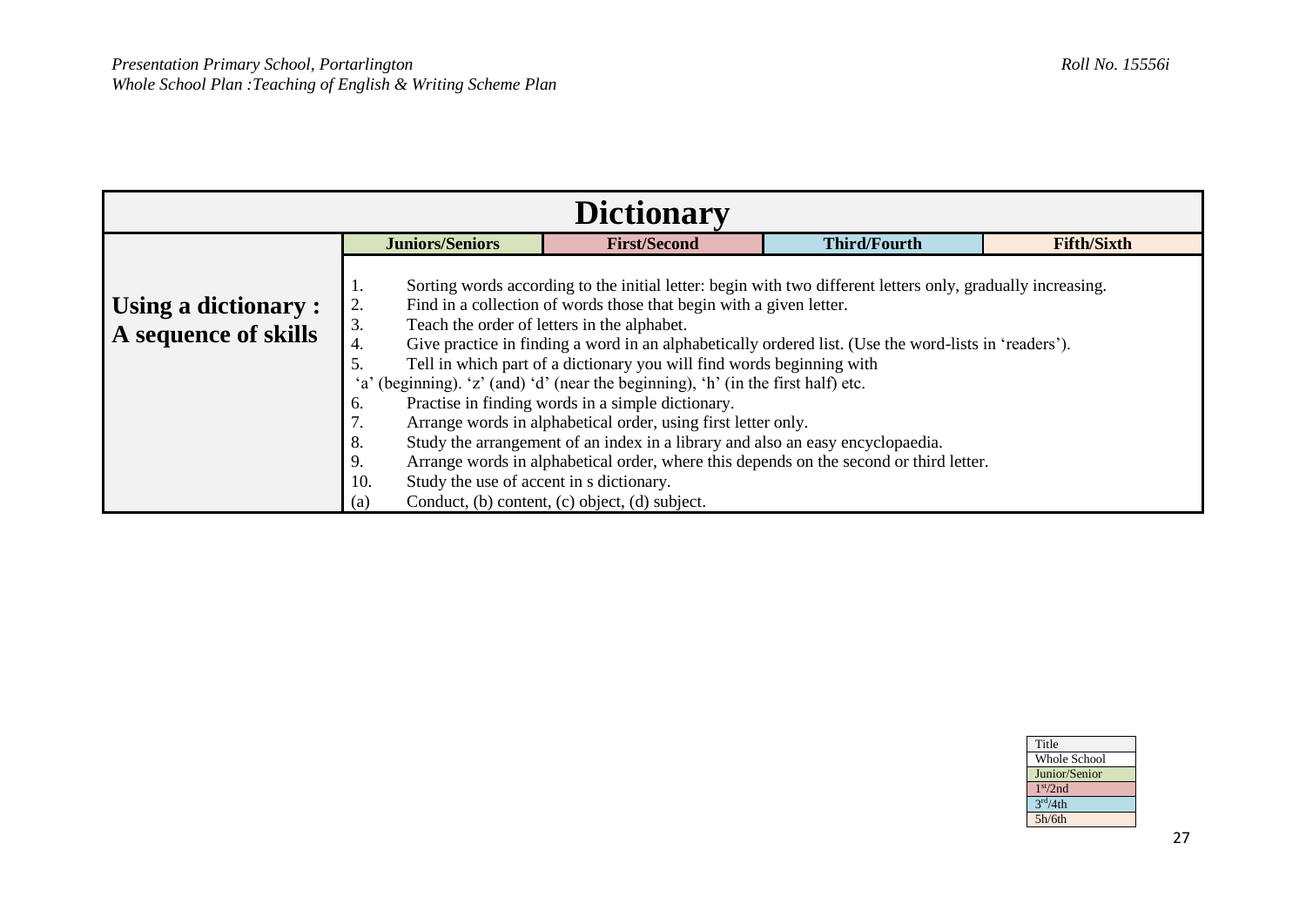| Dictionary | | | | |
|---|---|---|---|---|
| | **Juniors/Seniors** | **First/Second** | **Third/Fourth** | **Fifth/Sixth** |
| **Using a dictionary : A sequence of skills** | 1. Sorting words according to the initial letter: begin with two different letters only, gradually increasing.<br>2. Find in a collection of words those that begin with a given letter.<br>3. Teach the order of letters in the alphabet.<br>4. Give practice in finding a word in an alphabetically ordered list. (Use the word-lists in 'readers').<br>5. Tell in which part of a dictionary you will find words beginning with 'a' (beginning). 'z' (and) 'd' (near the beginning), 'h' (in the first half) etc.<br>6. Practise in finding words in a simple dictionary.<br>7. Arrange words in alphabetical order, using first letter only.<br>8. Study the arrangement of an index in a library and also an easy encyclopaedia.<br>9. Arrange words in alphabetical order, where this depends on the second or third letter.<br>10. Study the use of accent in s dictionary.<br>(a) Conduct, (b) content, (c) object, (d) subject. | | | |

| Title |
|---|
| Whole School |
| Junior/Senior |
| 1st/2nd |
| 3rd/4th |
| 5h/6th |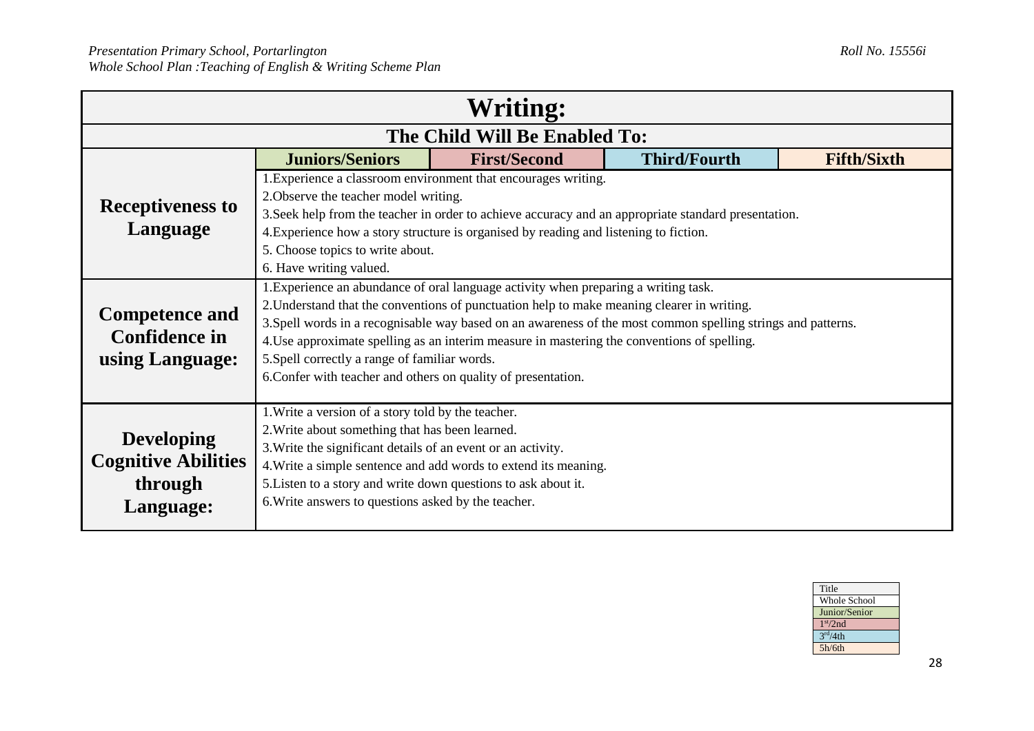| Writing: | | | | |
|---|---|---|---|---|
| The Child Will Be Enabled To: | | | | |
| | Juniors/Seniors | First/Second | Third/Fourth | Fifth/Sixth |
| **Receptiveness to Language** | 1.Experience a classroom environment that encourages writing.<br>2.Observe the teacher model writing.<br>3.Seek help from the teacher in order to achieve accuracy and an appropriate standard presentation.<br>4.Experience how a story structure is organised by reading and listening to fiction.<br>5. Choose topics to write about.<br>6. Have writing valued. | | | |
| **Competence and Confidence in using Language:** | 1.Experience an abundance of oral language activity when preparing a writing task.<br>2.Understand that the conventions of punctuation help to make meaning clearer in writing.<br>3.Spell words in a recognisable way based on an awareness of the most common spelling strings and patterns.<br>4.Use approximate spelling as an interim measure in mastering the conventions of spelling.<br>5.Spell correctly a range of familiar words.<br>6.Confer with teacher and others on quality of presentation. | | | |
| **Developing Cognitive Abilities through Language:** | 1.Write a version of a story told by the teacher.<br>2.Write about something that has been learned.<br>3.Write the significant details of an event or an activity.<br>4.Write a simple sentence and add words to extend its meaning.<br>5.Listen to a story and write down questions to ask about it.<br>6.Write answers to questions asked by the teacher. | | | |

| Title |
|---|
| Whole School |
| Junior/Senior |
| 1st/2nd |
| 3rd/4th |
| 5h/6th |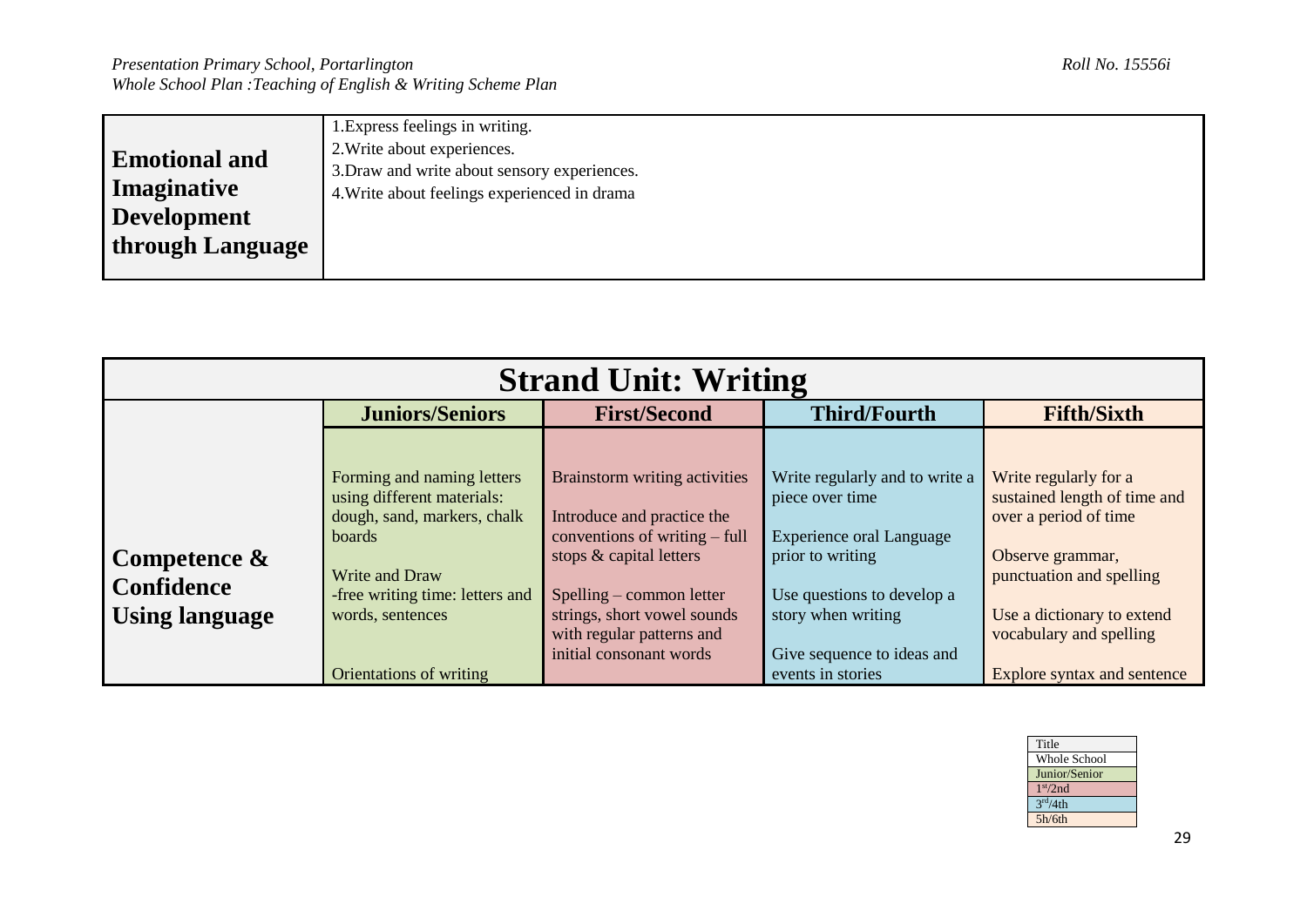| | |
|---|---|
| **Emotional and Imaginative Development through Language** | 1.Express feelings in writing.<br>2.Write about experiences.<br>3.Draw and write about sensory experiences.<br>4.Write about feelings experienced in drama |

| **Strand Unit: Writing** | | | | |
|---|---|---|---|---|
| | **Juniors/Seniors** | **First/Second** | **Third/Fourth** | **Fifth/Sixth** |
| **Competence & Confidence Using language** | Forming and naming letters using different materials: dough, sand, markers, chalk boards<br><br>Write and Draw<br>-free writing time: letters and words, sentences<br><br>Orientations of writing | Brainstorm writing activities<br><br>Introduce and practice the conventions of writing – full stops & capital letters<br><br>Spelling – common letter strings, short vowel sounds with regular patterns and initial consonant words | Write regularly and to write a piece over time<br><br>Experience oral Language prior to writing<br><br>Use questions to develop a story when writing<br><br>Give sequence to ideas and events in stories | Write regularly for a sustained length of time and over a period of time<br><br>Observe grammar, punctuation and spelling<br><br>Use a dictionary to extend vocabulary and spelling<br><br>Explore syntax and sentence |

| Title |
|---|
| Whole School |
| Junior/Senior |
| 1st/2nd |
| 3rd/4th |
| 5h/6th |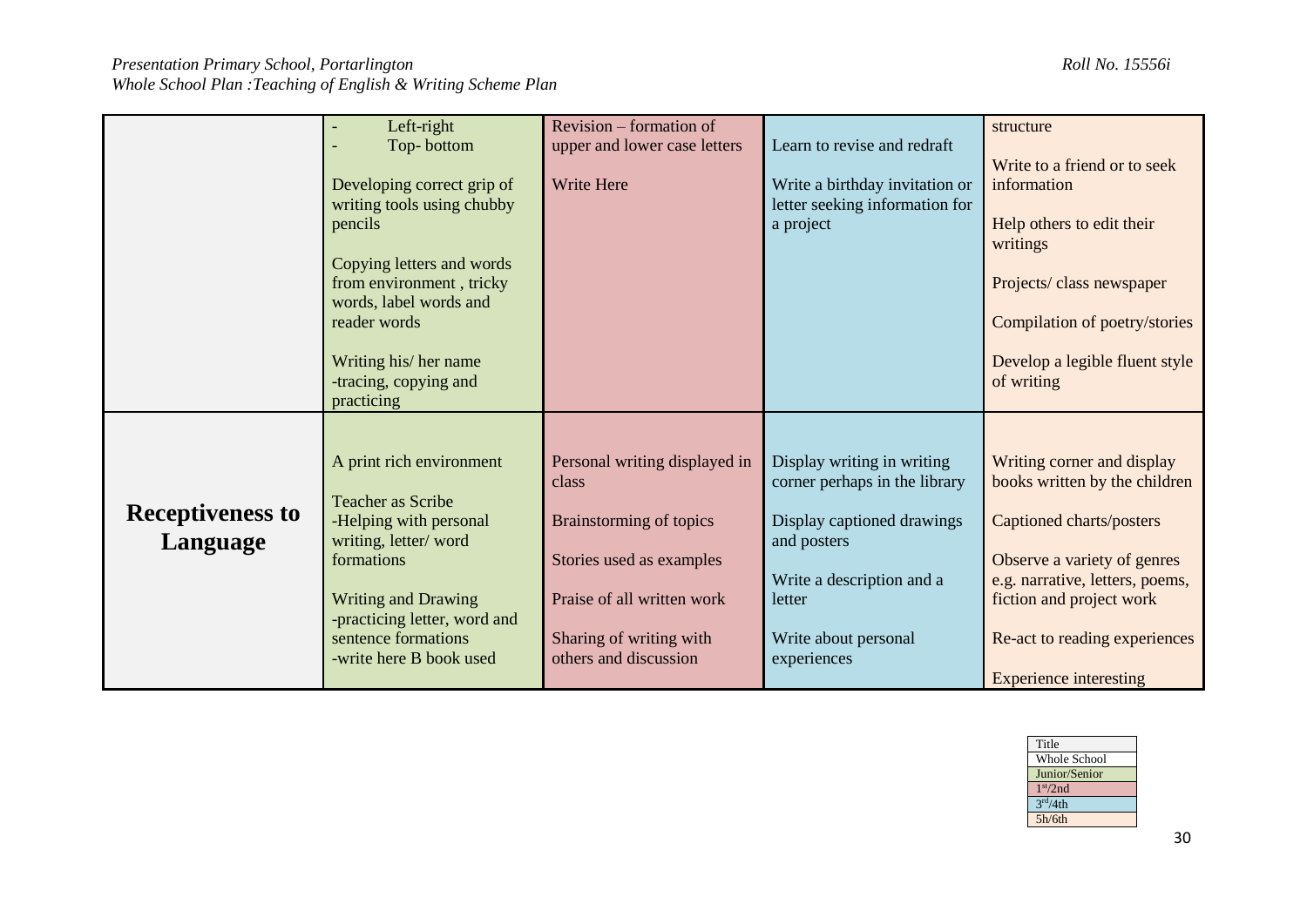| | | | | |
|---|---|---|---|---|
| | - Left-right<br>- Top- bottom<br><br>Developing correct grip of writing tools using chubby pencils<br><br>Copying letters and words from environment , tricky words, label words and reader words<br><br>Writing his/ her name -tracing, copying and practicing | Revision – formation of upper and lower case letters<br><br>Write Here | Learn to revise and redraft<br><br>Write a birthday invitation or letter seeking information for a project | structure<br><br>Write to a friend or to seek information<br><br>Help others to edit their writings<br><br>Projects/ class newspaper<br><br>Compilation of poetry/stories<br><br>Develop a legible fluent style of writing |
| **Receptiveness to Language** | A print rich environment<br><br>Teacher as Scribe -Helping with personal writing, letter/ word formations<br><br>Writing and Drawing -practicing letter, word and sentence formations -write here B book used | Personal writing displayed in class<br><br>Brainstorming of topics<br><br>Stories used as examples<br><br>Praise of all written work<br><br>Sharing of writing with others and discussion | Display writing in writing corner perhaps in the library<br><br>Display captioned drawings and posters<br><br>Write a description and a letter<br><br>Write about personal experiences | Writing corner and display books written by the children<br><br>Captioned charts/posters<br><br>Observe a variety of genres e.g. narrative, letters, poems, fiction and project work<br><br>Re-act to reading experiences<br><br>Experience interesting |

| Title |
|---|
| Whole School |
| Junior/Senior |
| 1st/2nd |
| 3rd/4th |
| 5h/6th |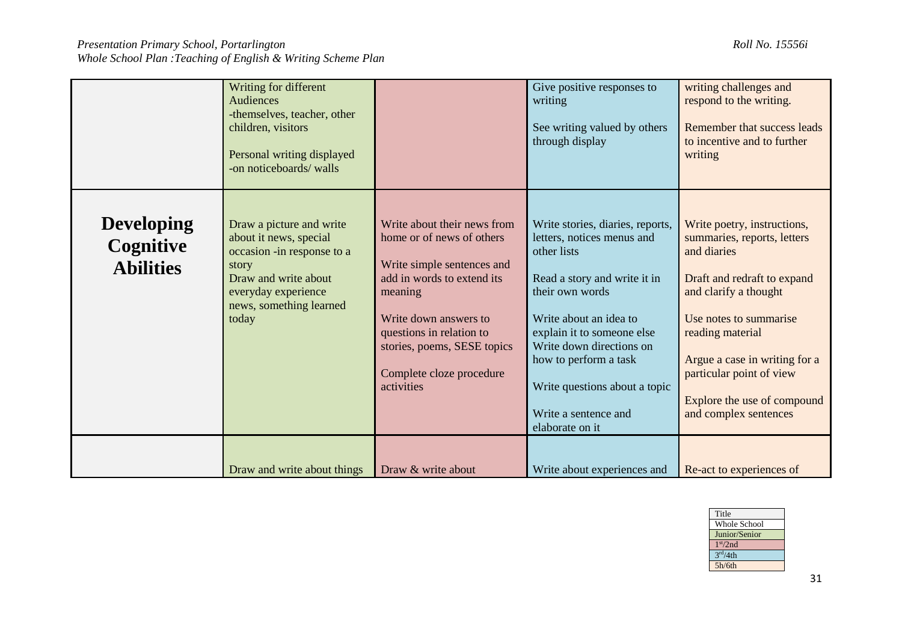| | | | | |
|---|---|---|---|---|
| | Writing for different Audiences<br>-themselves, teacher, other children, visitors<br><br>Personal writing displayed<br>-on noticeboards/ walls | | Give positive responses to writing<br><br>See writing valued by others through display | writing challenges and respond to the writing.<br><br>Remember that success leads to incentive and to further writing |
| **Developing Cognitive Abilities** | Draw a picture and write about it news, special occasion -in response to a story<br>Draw and write about everyday experience news, something learned today | Write about their news from home or of news of others<br><br>Write simple sentences and add in words to extend its meaning<br><br>Write down answers to questions in relation to stories, poems, SESE topics<br><br>Complete cloze procedure activities | Write stories, diaries, reports, letters, notices menus and other lists<br><br>Read a story and write it in their own words<br><br>Write about an idea to explain it to someone else<br>Write down directions on how to perform a task<br><br>Write questions about a topic<br><br>Write a sentence and elaborate on it | Write poetry, instructions, summaries, reports, letters and diaries<br><br>Draft and redraft to expand and clarify a thought<br><br>Use notes to summarise reading material<br><br>Argue a case in writing for a particular point of view<br><br>Explore the use of compound and complex sentences |
| | Draw and write about things | Draw & write about | Write about experiences and | Re-act to experiences of |

| Title |
|---|
| Whole School |
| Junior/Senior |
| 1st/2nd |
| 3rd/4th |
| 5h/6th |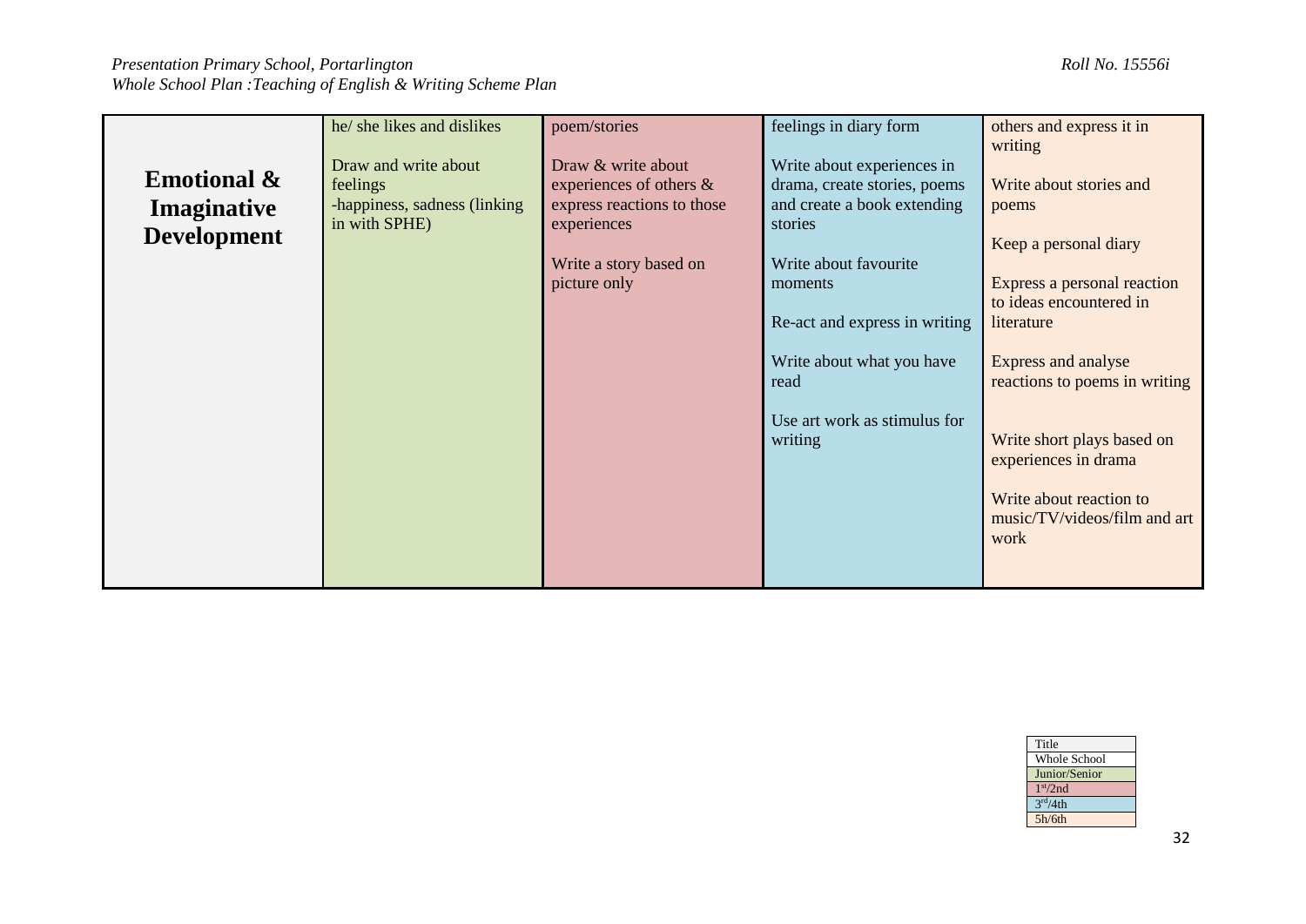| | | | | |
|---|---|---|---|---|
| **Emotional & Imaginative Development** | he/ she likes and dislikes<br><br>Draw and write about feelings<br>-happiness, sadness (linking in with SPHE) | poem/stories<br><br>Draw & write about experiences of others & express reactions to those experiences<br><br>Write a story based on picture only | feelings in diary form<br><br>Write about experiences in drama, create stories, poems and create a book extending stories<br><br>Write about favourite moments<br><br>Re-act and express in writing<br><br>Write about what you have read<br><br>Use art work as stimulus for writing | others and express it in writing<br><br>Write about stories and poems<br><br>Keep a personal diary<br><br>Express a personal reaction to ideas encountered in literature<br><br>Express and analyse reactions to poems in writing<br><br>Write short plays based on experiences in drama<br><br>Write about reaction to music/TV/videos/film and art work |

| Title |
|---|
| Whole School |
| Junior/Senior |
| 1st/2nd |
| 3rd/4th |
| 5h/6th |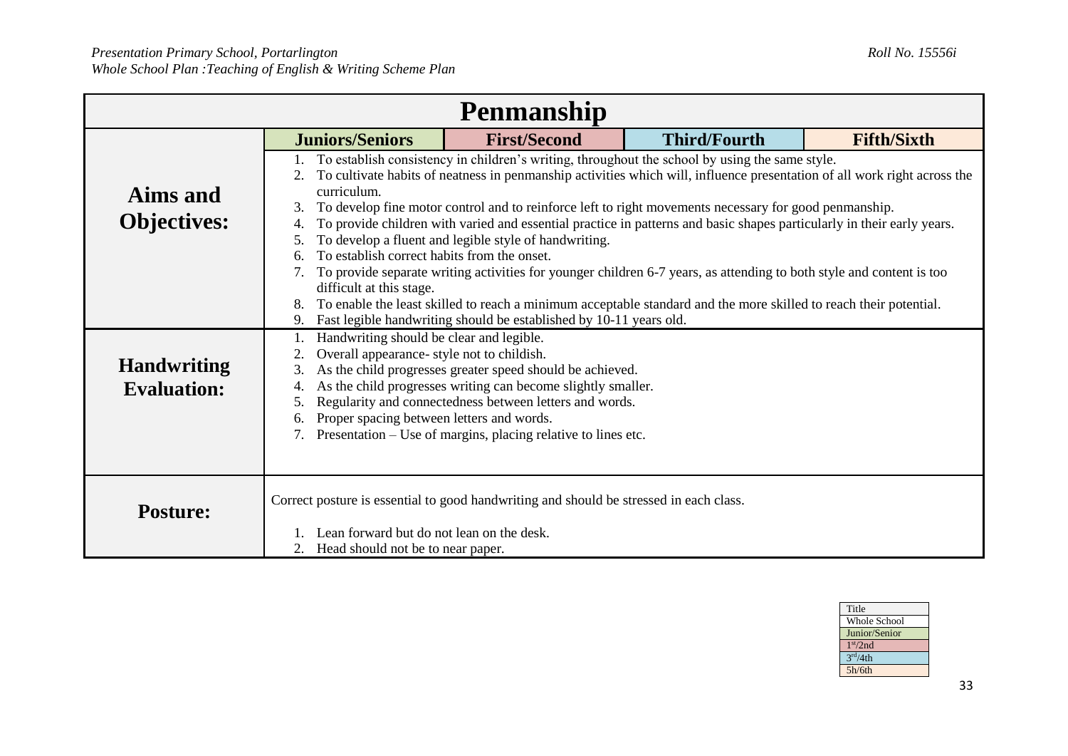# Penmanship

| | Juniors/Seniors | First/Second | Third/Fourth | Fifth/Sixth |
|---|---|---|---|---|
| **Aims and Objectives:** | 1. To establish consistency in children's writing, throughout the school by using the same style.<br>2. To cultivate habits of neatness in penmanship activities which will, influence presentation of all work right across the curriculum.<br>3. To develop fine motor control and to reinforce left to right movements necessary for good penmanship.<br>4. To provide children with varied and essential practice in patterns and basic shapes particularly in their early years.<br>5. To develop a fluent and legible style of handwriting.<br>6. To establish correct habits from the onset.<br>7. To provide separate writing activities for younger children 6-7 years, as attending to both style and content is too difficult at this stage.<br>8. To enable the least skilled to reach a minimum acceptable standard and the more skilled to reach their potential.<br>9. Fast legible handwriting should be established by 10-11 years old. | | | |
| **Handwriting Evaluation:** | 1. Handwriting should be clear and legible.<br>2. Overall appearance- style not to childish.<br>3. As the child progresses greater speed should be achieved.<br>4. As the child progresses writing can become slightly smaller.<br>5. Regularity and connectedness between letters and words.<br>6. Proper spacing between letters and words.<br>7. Presentation – Use of margins, placing relative to lines etc. | | | |
| **Posture:** | Correct posture is essential to good handwriting and should be stressed in each class.<br>1. Lean forward but do not lean on the desk.<br>2. Head should not be to near paper. | | | |

| Title |
|---|
| Whole School |
| Junior/Senior |
| 1st/2nd |
| 3rd/4th |
| 5h/6th |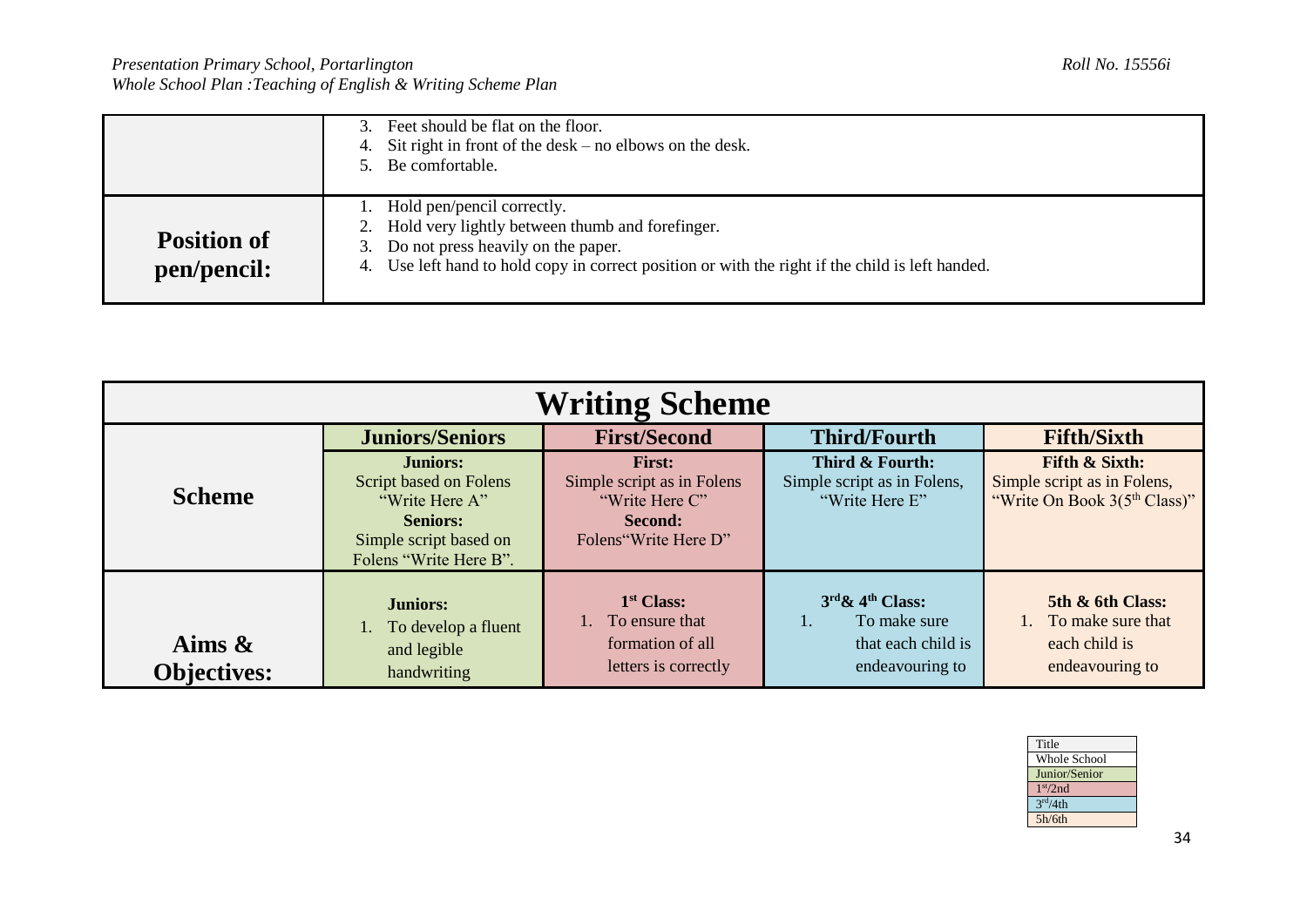| | |
|---|---|
| | 3. Feet should be flat on the floor.<br>4. Sit right in front of the desk – no elbows on the desk.<br>5. Be comfortable. |
| **Position of pen/pencil:** | 1. Hold pen/pencil correctly.<br>2. Hold very lightly between thumb and forefinger.<br>3. Do not press heavily on the paper.<br>4. Use left hand to hold copy in correct position or with the right if the child is left handed. |

| **Writing Scheme** | | | | |
|---|---|---|---|---|
| | **Juniors/Seniors** | **First/Second** | **Third/Fourth** | **Fifth/Sixth** |
| **Scheme** | **Juniors:**<br>Script based on Folens "Write Here A"<br>**Seniors:**<br>Simple script based on Folens "Write Here B". | **First:**<br>Simple script as in Folens "Write Here C"<br>**Second:**<br>Folens"Write Here D" | **Third & Fourth:**<br>Simple script as in Folens, "Write Here E" | **Fifth & Sixth:**<br>Simple script as in Folens, "Write On Book 3(5th Class)" |
| **Aims & Objectives:** | **Juniors:**<br>1. To develop a fluent and legible handwriting | **1st Class:**<br>1. To ensure that formation of all letters is correctly | **3rd& 4th Class:**<br>1. To make sure that each child is endeavouring to | **5th & 6th Class:**<br>1. To make sure that each child is endeavouring to |

| Title |
|---|
| Whole School |
| Junior/Senior |
| 1st/2nd |
| 3rd/4th |
| 5h/6th |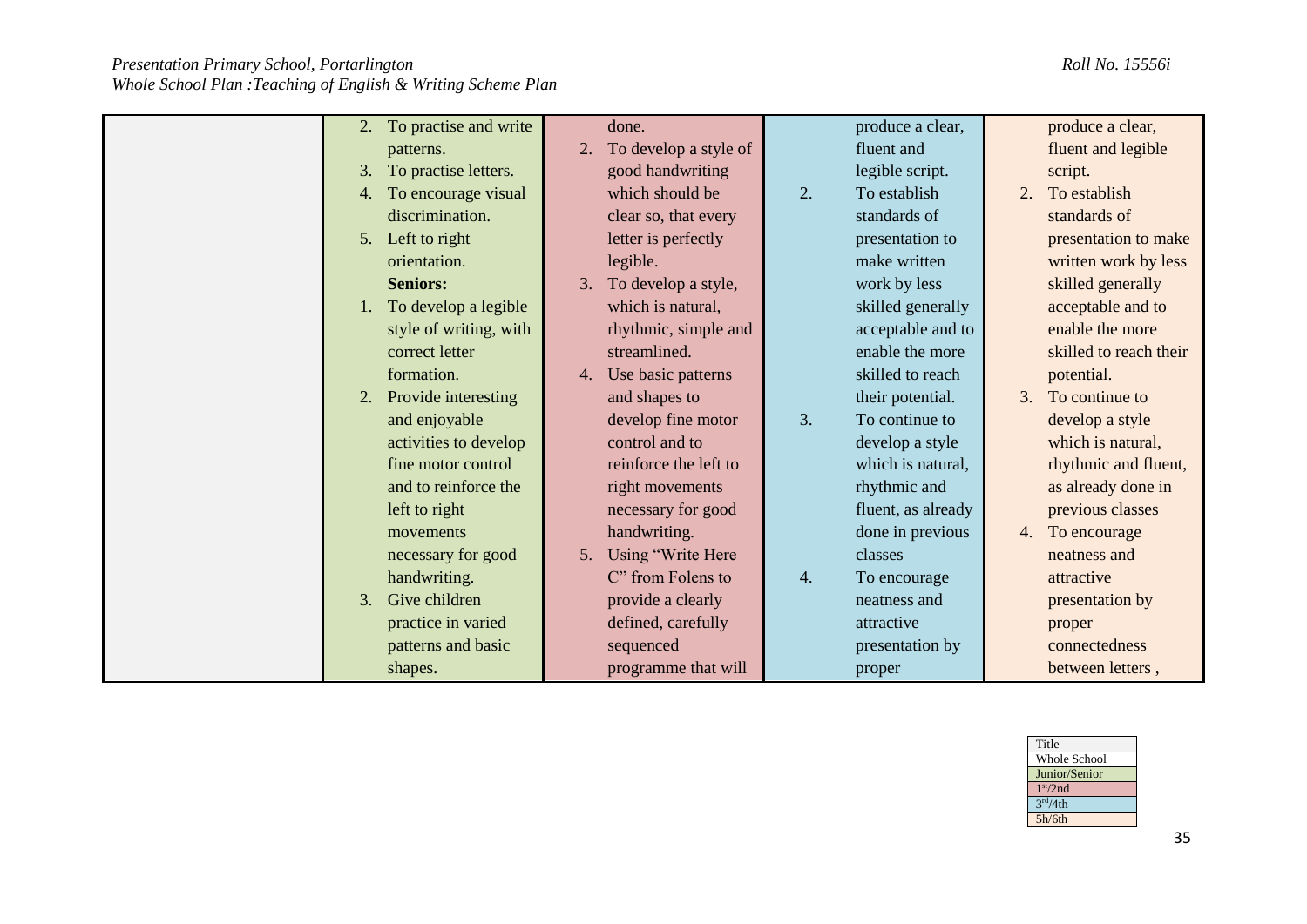| | | | | |
|---|---|---|---|---|
| | 2. To practise and write patterns.<br>3. To practise letters.<br>4. To encourage visual discrimination.<br>5. Left to right orientation.<br>**Seniors:**<br>1. To develop a legible style of writing, with correct letter formation.<br>2. Provide interesting and enjoyable activities to develop fine motor control and to reinforce the left to right movements necessary for good handwriting.<br>3. Give children practice in varied patterns and basic shapes. | done.<br>2. To develop a style of good handwriting which should be clear so, that every letter is perfectly legible.<br>3. To develop a style, which is natural, rhythmic, simple and streamlined.<br>4. Use basic patterns and shapes to develop fine motor control and to reinforce the left to right movements necessary for good handwriting.<br>5. Using "Write Here C" from Folens to provide a clearly defined, carefully sequenced programme that will | produce a clear, fluent and legible script.<br>2. To establish standards of presentation to make written work by less skilled generally acceptable and to enable the more skilled to reach their potential.<br>3. To continue to develop a style which is natural, rhythmic and fluent, as already done in previous classes<br>4. To encourage neatness and attractive presentation by proper | produce a clear, fluent and legible script.<br>2. To establish standards of presentation to make written work by less skilled generally acceptable and to enable the more skilled to reach their potential.<br>3. To continue to develop a style which is natural, rhythmic and fluent, as already done in previous classes<br>4. To encourage neatness and attractive presentation by proper connectedness between letters , |

| Title |
|---|
| Whole School |
| Junior/Senior |
| 1st/2nd |
| 3rd/4th |
| 5h/6th |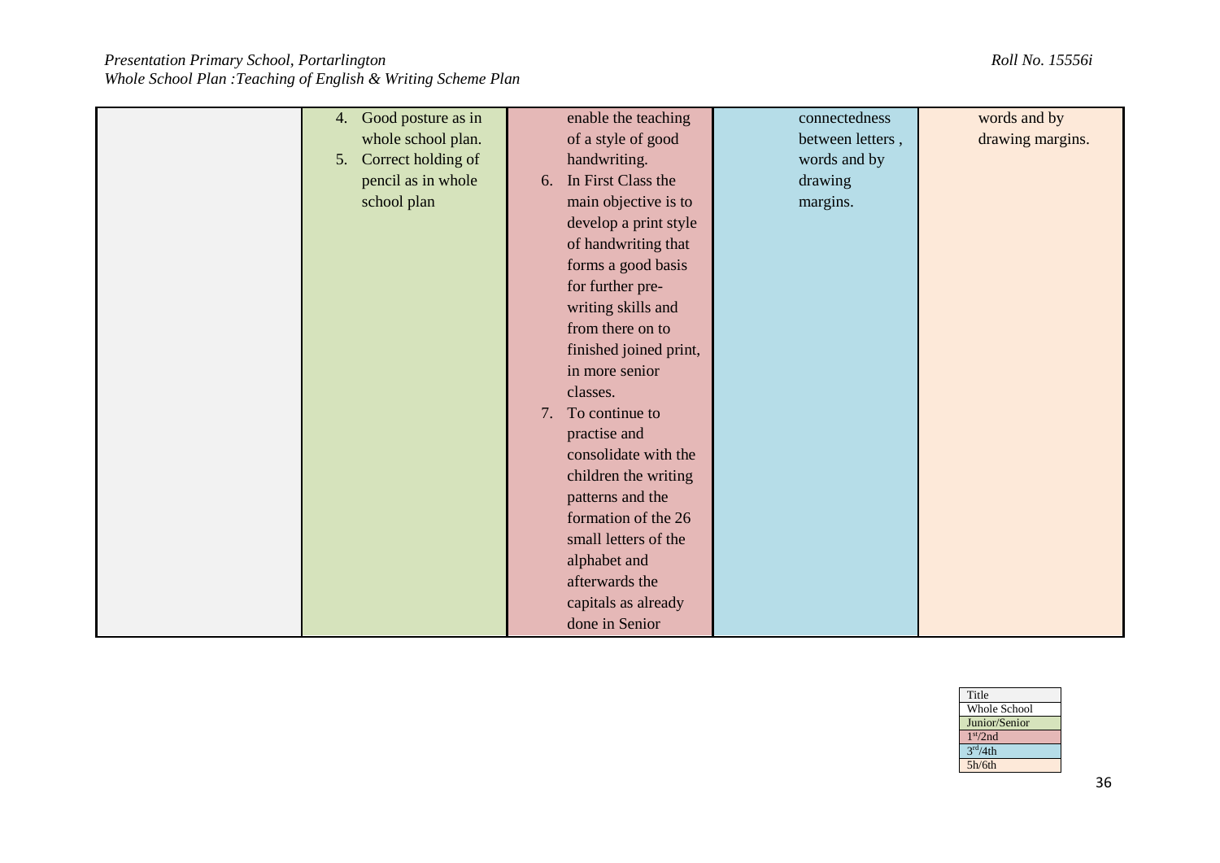| | | | | |
|---|---|---|---|---|
| | 4. Good posture as in whole school plan.<br>5. Correct holding of pencil as in whole school plan | enable the teaching of a style of good handwriting.<br>6. In First Class the main objective is to develop a print style of handwriting that forms a good basis for further pre-writing skills and from there on to finished joined print, in more senior classes.<br>7. To continue to practise and consolidate with the children the writing patterns and the formation of the 26 small letters of the alphabet and afterwards the capitals as already done in Senior | connectedness between letters , words and by drawing margins. | words and by drawing margins. |

| Title |
|---|
| Whole School |
| Junior/Senior |
| 1st/2nd |
| 3rd/4th |
| 5h/6th |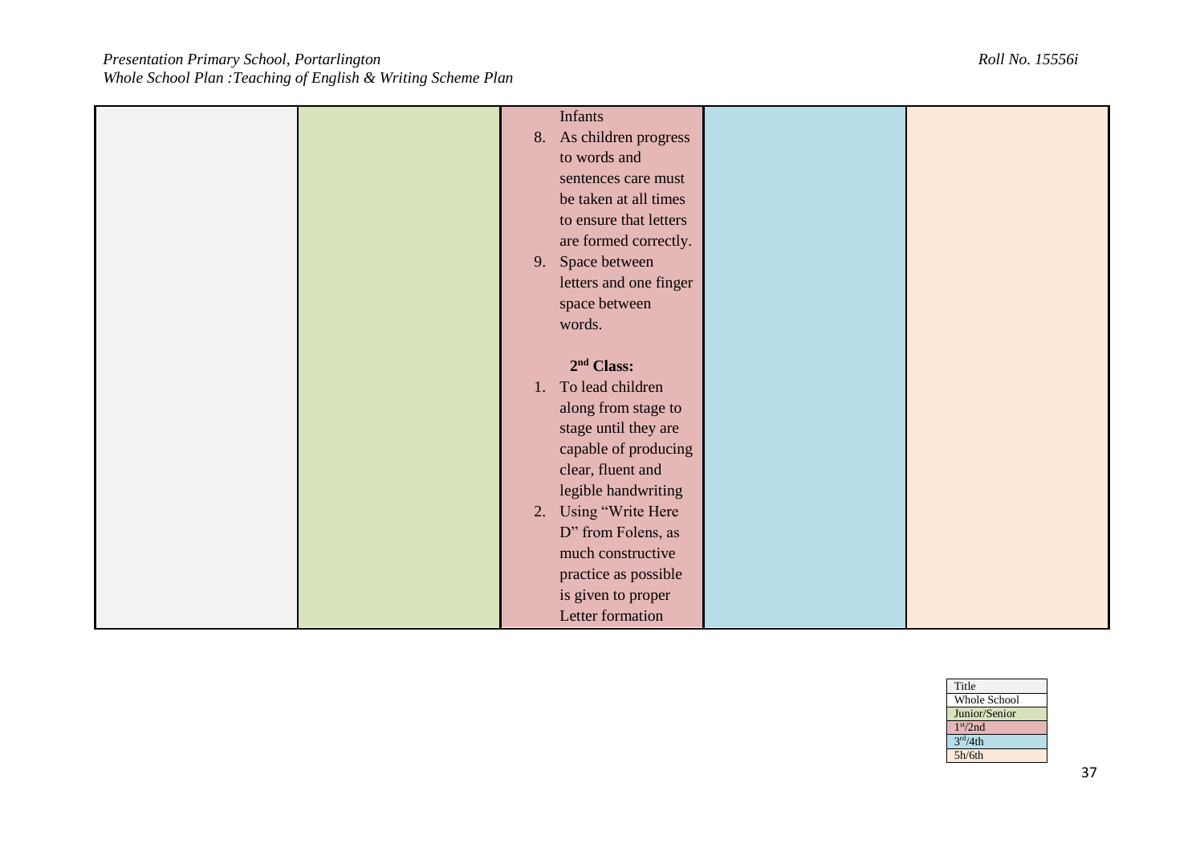| | | | | |
|---|---|---|---|---|
| | | Infants<br>8. As children progress to words and sentences care must be taken at all times to ensure that letters are formed correctly.<br>9. Space between letters and one finger space between words.<br><br>**2nd Class:**<br>1. To lead children along from stage to stage until they are capable of producing clear, fluent and legible handwriting<br>2. Using "Write Here D" from Folens, as much constructive practice as possible is given to proper Letter formation | | |

| Title |
|---|
| Whole School |
| Junior/Senior |
| 1st/2nd |
| 3rd/4th |
| 5h/6th |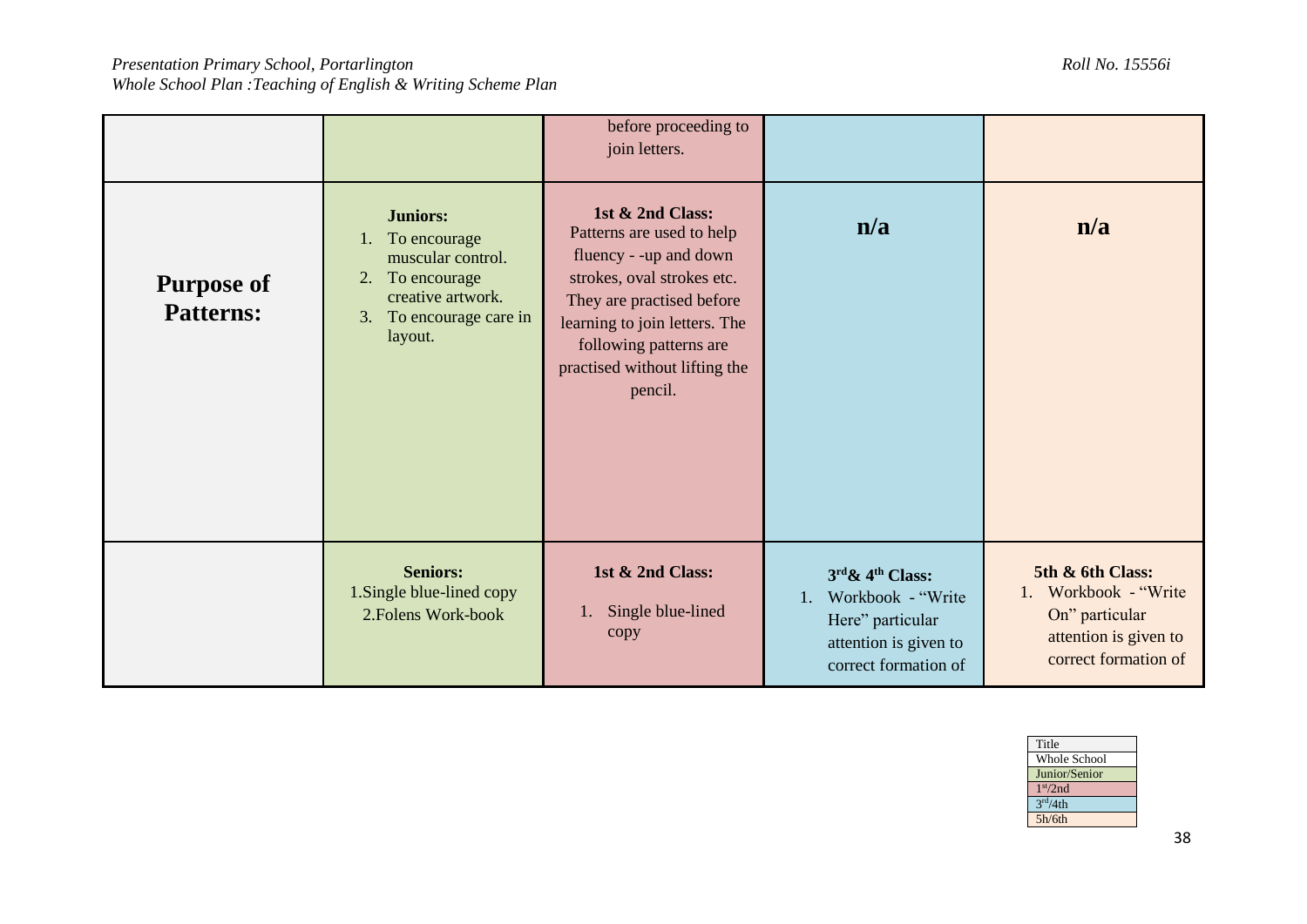| | | | | |
|---|---|---|---|---|
| | | before proceeding to join letters. | | |
| **Purpose of Patterns:** | **Juniors:**<br>1. To encourage muscular control.<br>2. To encourage creative artwork.<br>3. To encourage care in layout. | **1st & 2nd Class:**<br>Patterns are used to help fluency - -up and down strokes, oval strokes etc. They are practised before learning to join letters. The following patterns are practised without lifting the pencil. | **n/a** | **n/a** |
| | **Seniors:**<br>1.Single blue-lined copy<br>2.Folens Work-book | **1st & 2nd Class:**<br>1. Single blue-lined copy | **3rd & 4th Class:**<br>1. Workbook - "Write Here" particular attention is given to correct formation of | **5th & 6th Class:**<br>1. Workbook - "Write On" particular attention is given to correct formation of |

| Title |
|---|
| Whole School |
| Junior/Senior |
| 1st/2nd |
| 3rd/4th |
| 5h/6th |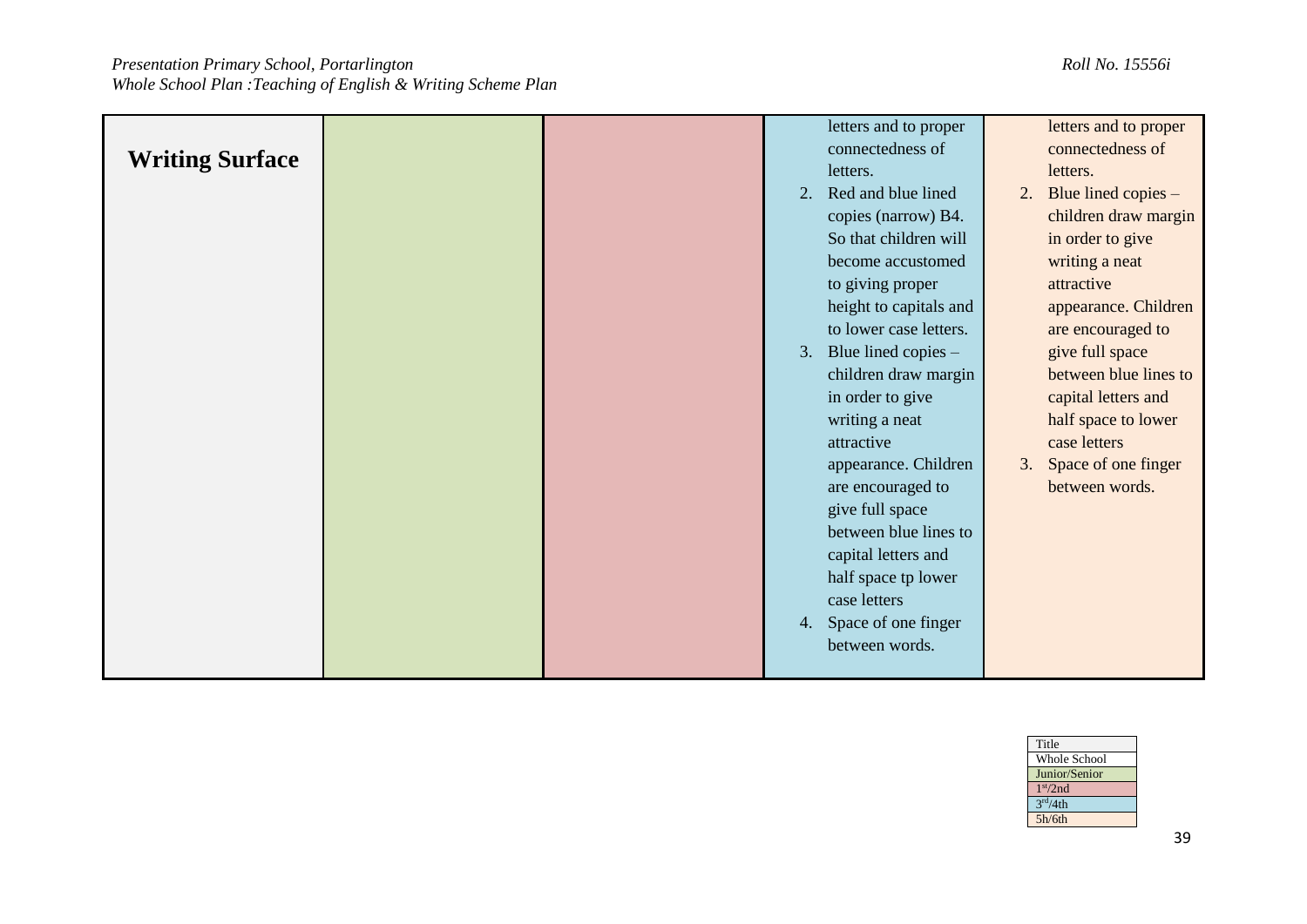| Writing Surface | | | letters and to proper connectedness of letters.<br>2. Red and blue lined copies (narrow) B4. So that children will become accustomed to giving proper height to capitals and to lower case letters.<br>3. Blue lined copies – children draw margin in order to give writing a neat attractive appearance. Children are encouraged to give full space between blue lines to capital letters and half space tp lower case letters<br>4. Space of one finger between words. | letters and to proper connectedness of letters.<br>2. Blue lined copies – children draw margin in order to give writing a neat attractive appearance. Children are encouraged to give full space between blue lines to capital letters and half space to lower case letters<br>3. Space of one finger between words. |
|---|---|---|---|---|

| Title |
|---|
| Whole School |
| Junior/Senior |
| 1st/2nd |
| 3rd/4th |
| 5h/6th |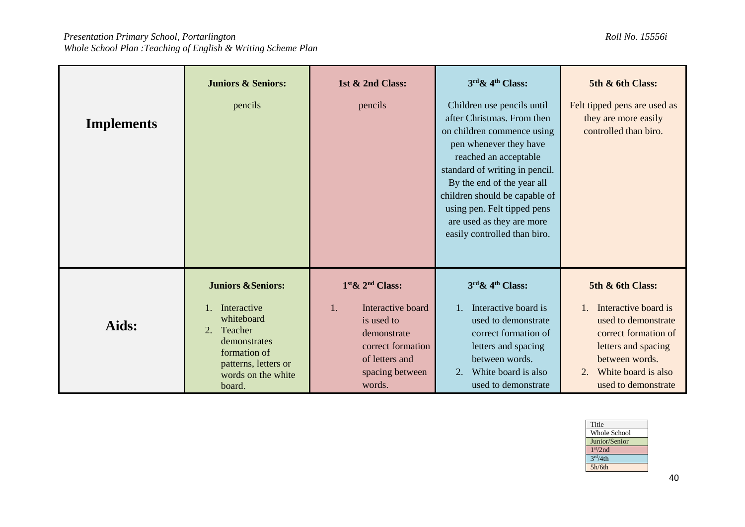| | Juniors & Seniors: | 1st & 2nd Class: | 3rd & 4th Class: | 5th & 6th Class: |
|---|---|---|---|---|
| **Implements** | pencils | pencils | Children use pencils until after Christmas. From then on children commence using pen whenever they have reached an acceptable standard of writing in pencil. By the end of the year all children should be capable of using pen. Felt tipped pens are used as they are more easily controlled than biro. | Felt tipped pens are used as they are more easily controlled than biro. |
| **Aids:** | **Juniors &Seniors:** 1. Interactive whiteboard 2. Teacher demonstrates formation of patterns, letters or words on the white board. | **1st & 2nd Class:** 1. Interactive board is used to demonstrate correct formation of letters and spacing between words. | **3rd & 4th Class:** 1. Interactive board is used to demonstrate correct formation of letters and spacing between words. 2. White board is also used to demonstrate | **5th & 6th Class:** 1. Interactive board is used to demonstrate correct formation of letters and spacing between words. 2. White board is also used to demonstrate |

| Title |
|---|
| Whole School |
| Junior/Senior |
| 1st/2nd |
| 3rd/4th |
| 5h/6th |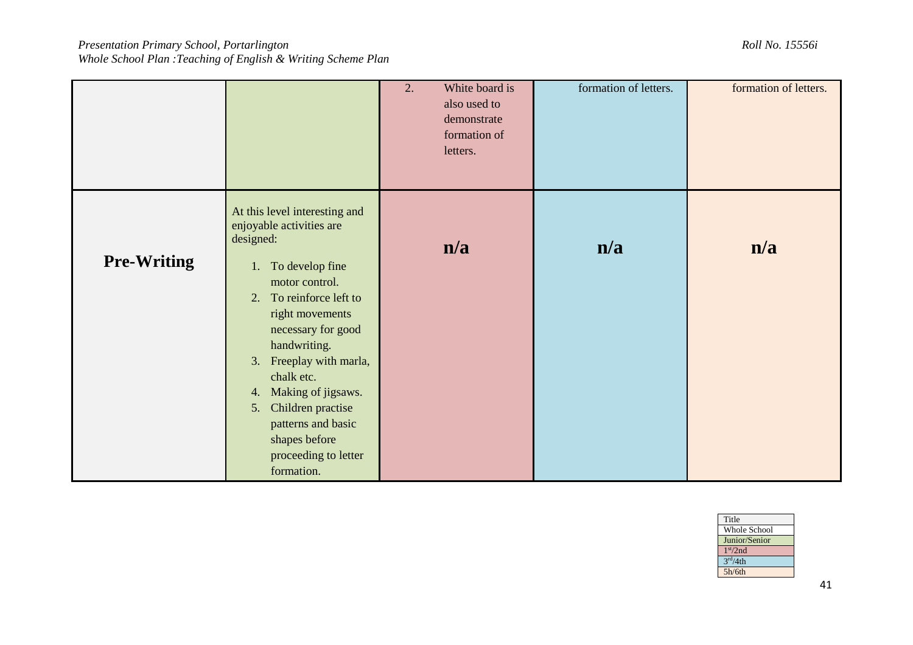| | | | | |
|---|---|---|---|---|
| | | 2. White board is also used to demonstrate formation of letters. | formation of letters. | formation of letters. |
| **Pre-Writing** | At this level interesting and enjoyable activities are designed:<br>1. To develop fine motor control.<br>2. To reinforce left to right movements necessary for good handwriting.<br>3. Freeplay with marla, chalk etc.<br>4. Making of jigsaws.<br>5. Children practise patterns and basic shapes before proceeding to letter formation. | **n/a** | **n/a** | **n/a** |

| Title |
|---|
| Whole School |
| Junior/Senior |
| 1st/2nd |
| 3rd/4th |
| 5h/6th |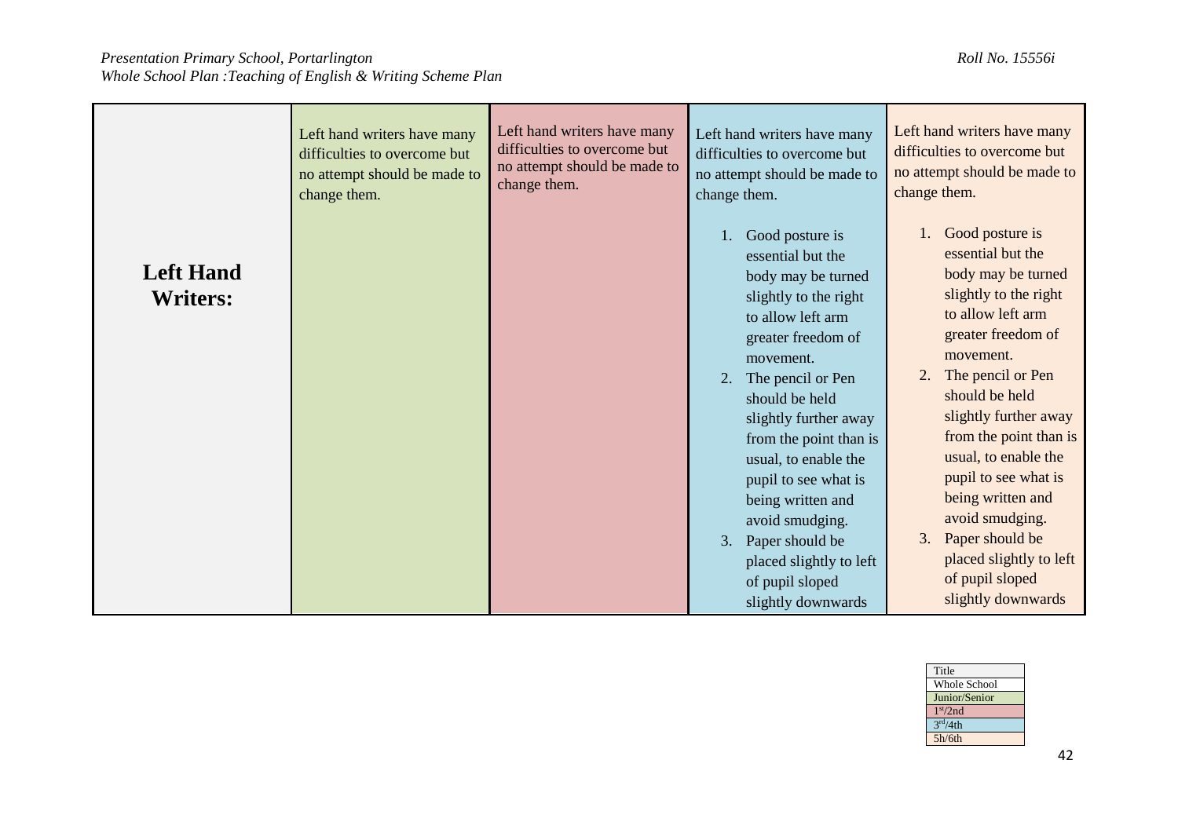| | | | | |
|---|---|---|---|---|
| **Left Hand Writers:** | Left hand writers have many difficulties to overcome but no attempt should be made to change them. | Left hand writers have many difficulties to overcome but no attempt should be made to change them. | Left hand writers have many difficulties to overcome but no attempt should be made to change them.<br><br>1. Good posture is essential but the body may be turned slightly to the right to allow left arm greater freedom of movement.<br>2. The pencil or Pen should be held slightly further away from the point than is usual, to enable the pupil to see what is being written and avoid smudging.<br>3. Paper should be placed slightly to left of pupil sloped slightly downwards | Left hand writers have many difficulties to overcome but no attempt should be made to change them.<br><br>1. Good posture is essential but the body may be turned slightly to the right to allow left arm greater freedom of movement.<br>2. The pencil or Pen should be held slightly further away from the point than is usual, to enable the pupil to see what is being written and avoid smudging.<br>3. Paper should be placed slightly to left of pupil sloped slightly downwards |

| Title |
|---|
| Whole School |
| Junior/Senior |
| 1st/2nd |
| 3rd/4th |
| 5h/6th |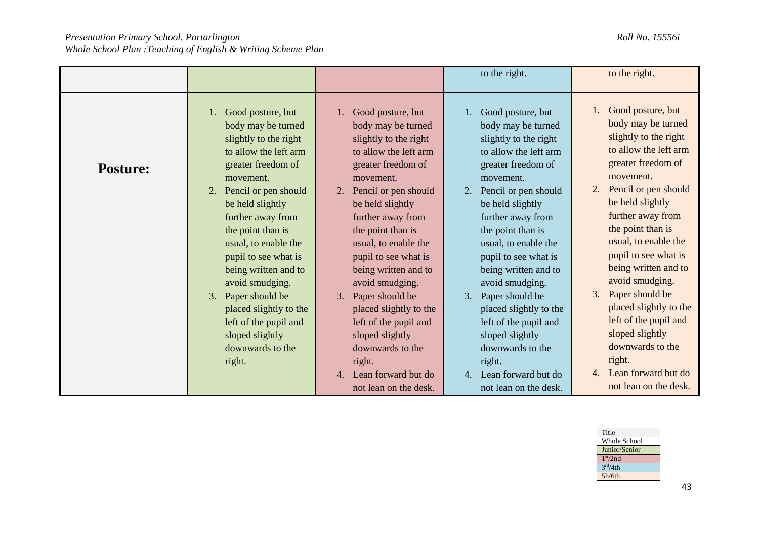| | | | | |
|---|---|---|---|---|
| | | | to the right. | to the right. |
| **Posture:** | 1. Good posture, but body may be turned slightly to the right to allow the left arm greater freedom of movement.<br>2. Pencil or pen should be held slightly further away from the point than is usual, to enable the pupil to see what is being written and to avoid smudging.<br>3. Paper should be placed slightly to the left of the pupil and sloped slightly downwards to the right. | 1. Good posture, but body may be turned slightly to the right to allow the left arm greater freedom of movement.<br>2. Pencil or pen should be held slightly further away from the point than is usual, to enable the pupil to see what is being written and to avoid smudging.<br>3. Paper should be placed slightly to the left of the pupil and sloped slightly downwards to the right.<br>4. Lean forward but do not lean on the desk. | 1. Good posture, but body may be turned slightly to the right to allow the left arm greater freedom of movement.<br>2. Pencil or pen should be held slightly further away from the point than is usual, to enable the pupil to see what is being written and to avoid smudging.<br>3. Paper should be placed slightly to the left of the pupil and sloped slightly downwards to the right.<br>4. Lean forward but do not lean on the desk. | 1. Good posture, but body may be turned slightly to the right to allow the left arm greater freedom of movement.<br>2. Pencil or pen should be held slightly further away from the point than is usual, to enable the pupil to see what is being written and to avoid smudging.<br>3. Paper should be placed slightly to the left of the pupil and sloped slightly downwards to the right.<br>4. Lean forward but do not lean on the desk. |

| Title |
|---|
| Whole School |
| Junior/Senior |
| 1st/2nd |
| 3rd/4th |
| 5h/6th |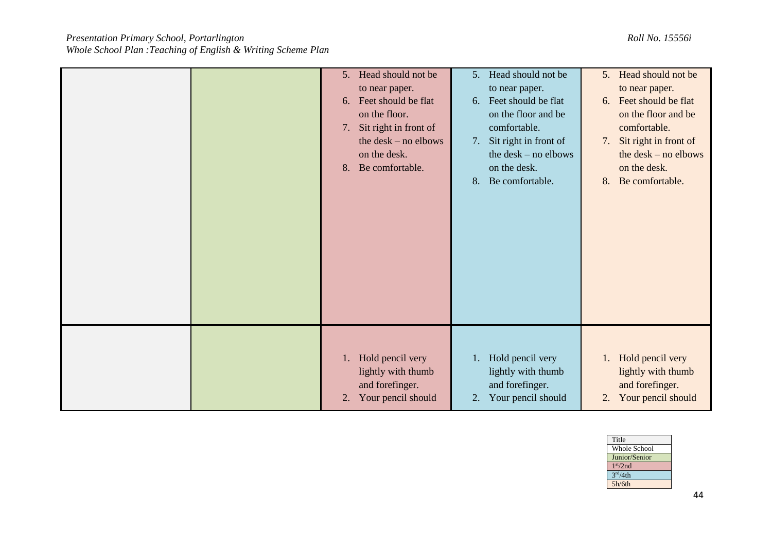| | | | | |
|---|---|---|---|---|
| | | 5. Head should not be to near paper.<br>6. Feet should be flat on the floor.<br>7. Sit right in front of the desk – no elbows on the desk.<br>8. Be comfortable. | 5. Head should not be to near paper.<br>6. Feet should be flat on the floor and be comfortable.<br>7. Sit right in front of the desk – no elbows on the desk.<br>8. Be comfortable. | 5. Head should not be to near paper.<br>6. Feet should be flat on the floor and be comfortable.<br>7. Sit right in front of the desk – no elbows on the desk.<br>8. Be comfortable. |
| | | 1. Hold pencil very lightly with thumb and forefinger.<br>2. Your pencil should | 1. Hold pencil very lightly with thumb and forefinger.<br>2. Your pencil should | 1. Hold pencil very lightly with thumb and forefinger.<br>2. Your pencil should |

| Title |
|---|
| Whole School |
| Junior/Senior |
| 1st/2nd |
| 3rd/4th |
| 5h/6th |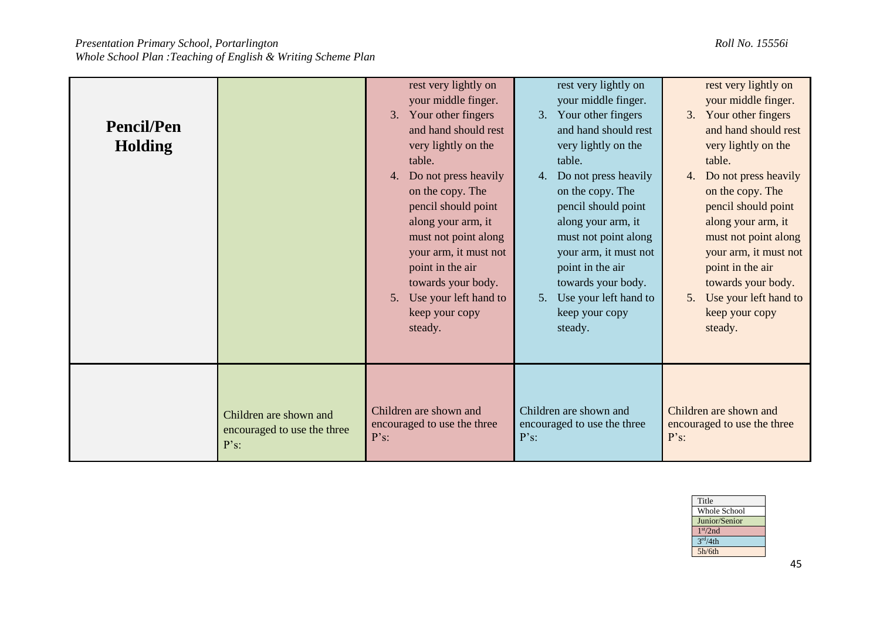| | | | | |
|---|---|---|---|---|
| **Pencil/Pen Holding** | | rest very lightly on your middle finger.<br>3. Your other fingers and hand should rest very lightly on the table.<br>4. Do not press heavily on the copy. The pencil should point along your arm, it must not point along your arm, it must not point in the air towards your body.<br>5. Use your left hand to keep your copy steady. | rest very lightly on your middle finger.<br>3. Your other fingers and hand should rest very lightly on the table.<br>4. Do not press heavily on the copy. The pencil should point along your arm, it must not point along your arm, it must not point in the air towards your body.<br>5. Use your left hand to keep your copy steady. | rest very lightly on your middle finger.<br>3. Your other fingers and hand should rest very lightly on the table.<br>4. Do not press heavily on the copy. The pencil should point along your arm, it must not point along your arm, it must not point in the air towards your body.<br>5. Use your left hand to keep your copy steady. |
| | Children are shown and encouraged to use the three P's: | Children are shown and encouraged to use the three P's: | Children are shown and encouraged to use the three P's: | Children are shown and encouraged to use the three P's: |

| Title |
|---|
| Whole School |
| Junior/Senior |
| 1st/2nd |
| 3rd/4th |
| 5h/6th |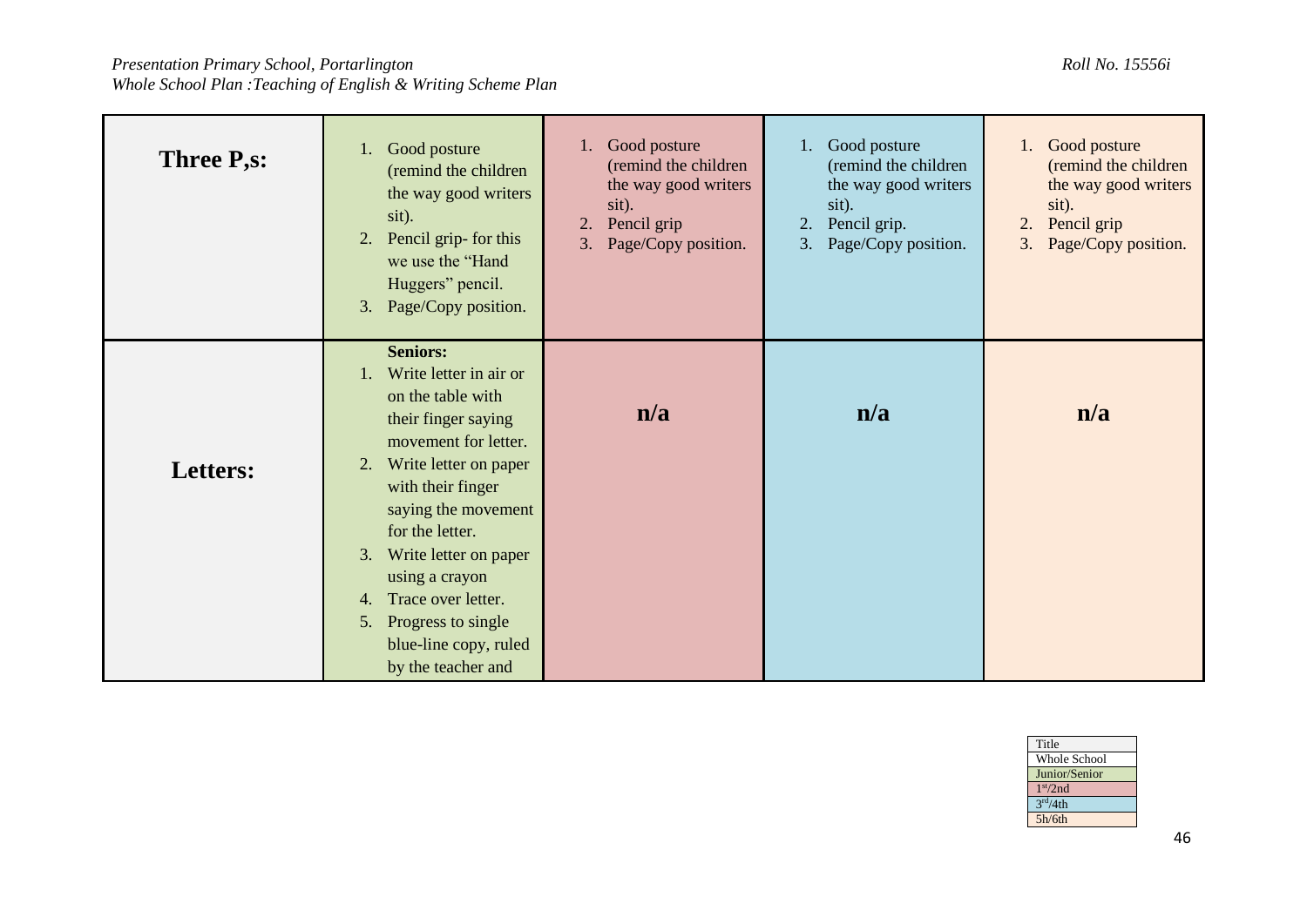| Three P,s: | 1. Good posture (remind the children the way good writers sit). 2. Pencil grip- for this we use the "Hand Huggers" pencil. 3. Page/Copy position. | 1. Good posture (remind the children the way good writers sit). 2. Pencil grip 3. Page/Copy position. | 1. Good posture (remind the children the way good writers sit). 2. Pencil grip. 3. Page/Copy position. | 1. Good posture (remind the children the way good writers sit). 2. Pencil grip 3. Page/Copy position. |
|---|---|---|---|---|
| **Letters:** | **Seniors:** 1. Write letter in air or on the table with their finger saying movement for letter. 2. Write letter on paper with their finger saying the movement for the letter. 3. Write letter on paper using a crayon 4. Trace over letter. 5. Progress to single blue-line copy, ruled by the teacher and | **n/a** | **n/a** | **n/a** |

| Title |
|---|
| Whole School |
| Junior/Senior |
| 1st/2nd |
| 3rd/4th |
| 5h/6th |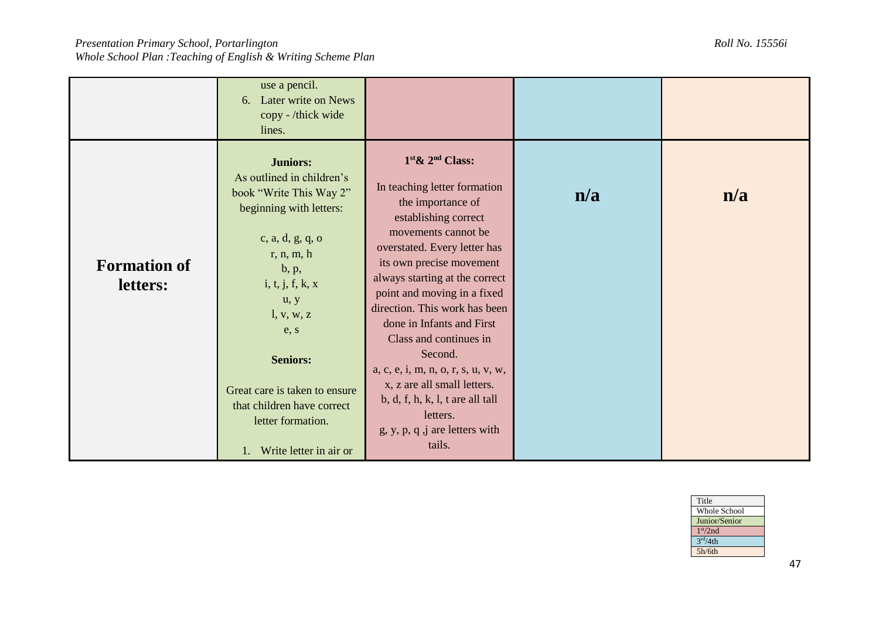| | | | | |
|---|---|---|---|---|
| | use a pencil.<br>6. Later write on News copy - /thick wide lines. | | | |
| **Formation of letters:** | **Juniors:**<br>As outlined in children's book "Write This Way 2" beginning with letters:<br><br>c, a, d, g, q, o<br>r, n, m, h<br>b, p,<br>i, t, j, f, k, x<br>u, y<br>l, v, w, z<br>e, s<br><br>**Seniors:**<br><br>Great care is taken to ensure that children have correct letter formation.<br><br>1. Write letter in air or | **1st& 2nd Class:**<br><br>In teaching letter formation the importance of establishing correct movements cannot be overstated. Every letter has its own precise movement always starting at the correct point and moving in a fixed direction. This work has been done in Infants and First Class and continues in Second.<br>a, c, e, i, m, n, o, r, s, u, v, w, x, z are all small letters.<br>b, d, f, h, k, l, t are all tall letters.<br>g, y, p, q ,j are letters with tails. | **n/a** | **n/a** |

| Title |
|---|
| Whole School |
| Junior/Senior |
| 1st/2nd |
| 3rd/4th |
| 5h/6th |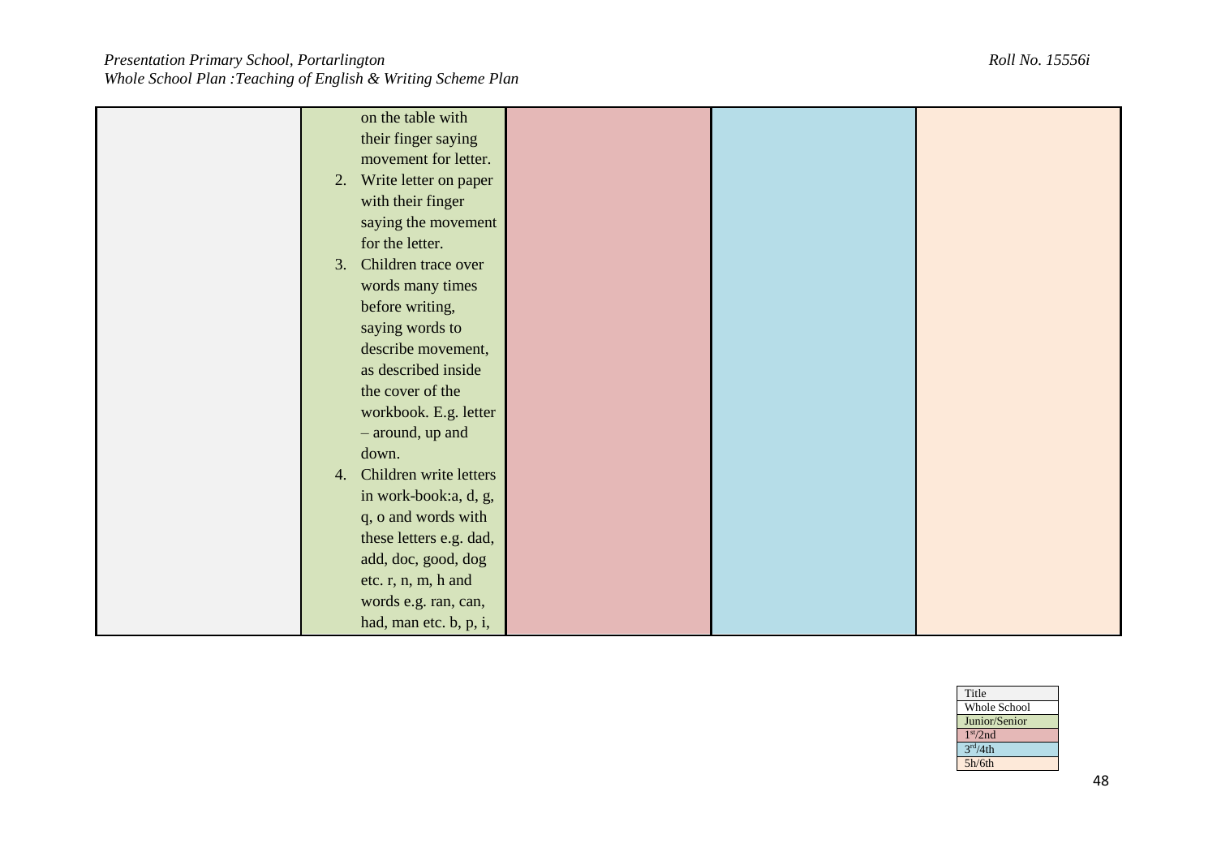|  |  |  |  |  |
|---|---|---|---|---|
|  | on the table with their finger saying movement for letter.<br>2. Write letter on paper with their finger saying the movement for the letter.<br>3. Children trace over words many times before writing, saying words to describe movement, as described inside the cover of the workbook. E.g. letter – around, up and down.<br>4. Children write letters in work-book:a, d, g, q, o and words with these letters e.g. dad, add, doc, good, dog etc. r, n, m, h and words e.g. ran, can, had, man etc. b, p, i, |  |  |  |

| Title |
|---|
| Whole School |
| Junior/Senior |
| 1st/2nd |
| 3rd/4th |
| 5h/6th |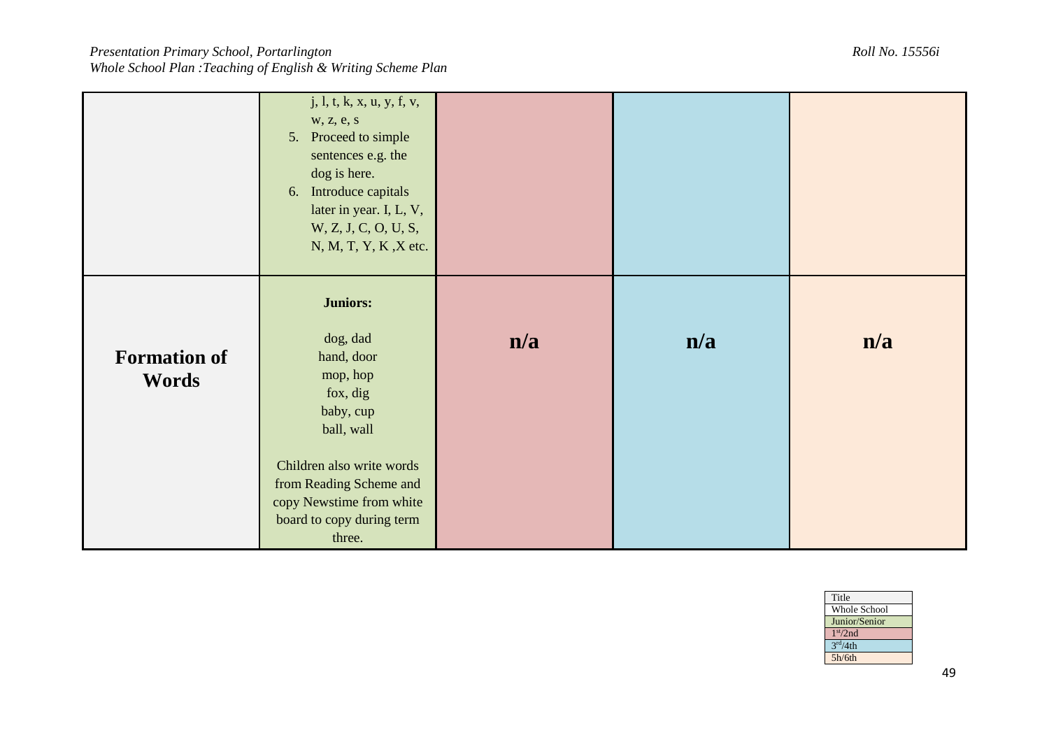| | | | | |
|---|---|---|---|---|
| | j, l, t, k, x, u, y, f, v, w, z, e, s<br>5. Proceed to simple sentences e.g. the dog is here.<br>6. Introduce capitals later in year. I, L, V, W, Z, J, C, O, U, S, N, M, T, Y, K ,X etc. | | | |
| **Formation of Words** | **Juniors:**<br><br>dog, dad<br>hand, door<br>mop, hop<br>fox, dig<br>baby, cup<br>ball, wall<br><br>Children also write words from Reading Scheme and copy Newstime from white board to copy during term three. | **n/a** | **n/a** | **n/a** |

| Title |
|---|
| Whole School |
| Junior/Senior |
| 1st/2nd |
| 3rd/4th |
| 5h/6th |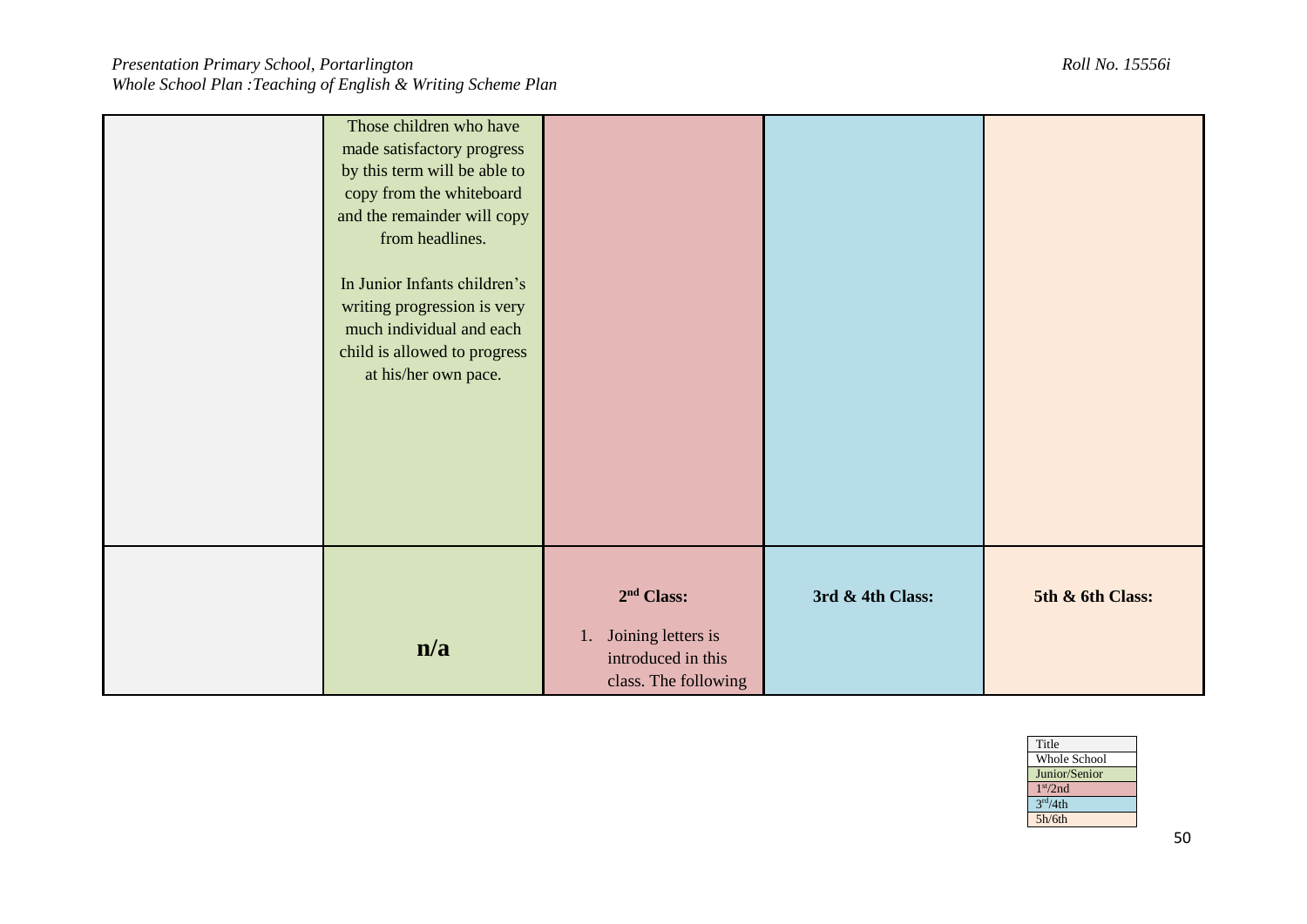| | | | | |
|---|---|---|---|---|
| | Those children who have made satisfactory progress by this term will be able to copy from the whiteboard and the remainder will copy from headlines.<br><br>In Junior Infants children's writing progression is very much individual and each child is allowed to progress at his/her own pace. | | | |
| | **n/a** | **2nd Class:**<br><br>1. Joining letters is introduced in this class. The following | **3rd & 4th Class:** | **5th & 6th Class:** |

| Title |
|---|
| Whole School |
| Junior/Senior |
| 1st/2nd |
| 3rd/4th |
| 5h/6th |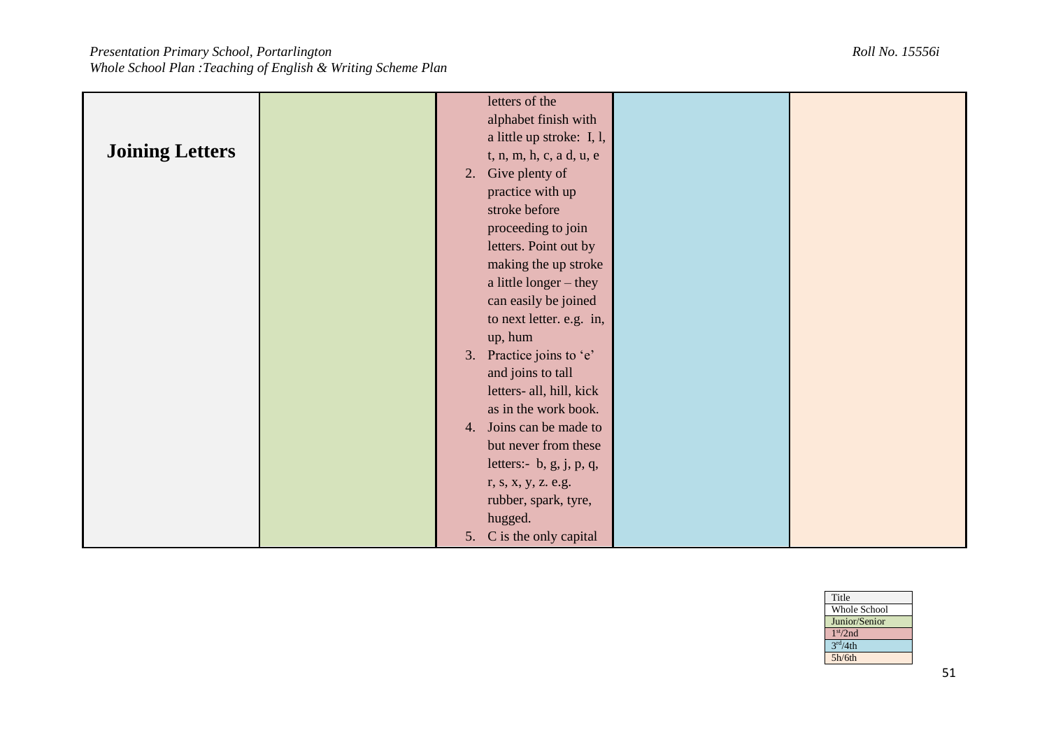| Joining Letters | | letters of the alphabet finish with a little up stroke: I, l, t, n, m, h, c, a d, u, e<br>2. Give plenty of practice with up stroke before proceeding to join letters. Point out by making the up stroke a little longer – they can easily be joined to next letter. e.g. in, up, hum<br>3. Practice joins to 'e' and joins to tall letters- all, hill, kick as in the work book.<br>4. Joins can be made to but never from these letters:- b, g, j, p, q, r, s, x, y, z. e.g. rubber, spark, tyre, hugged.<br>5. C is the only capital | | |
|---|---|---|---|---|

| Title |
|---|
| Whole School |
| Junior/Senior |
| 1st/2nd |
| 3rd/4th |
| 5h/6th |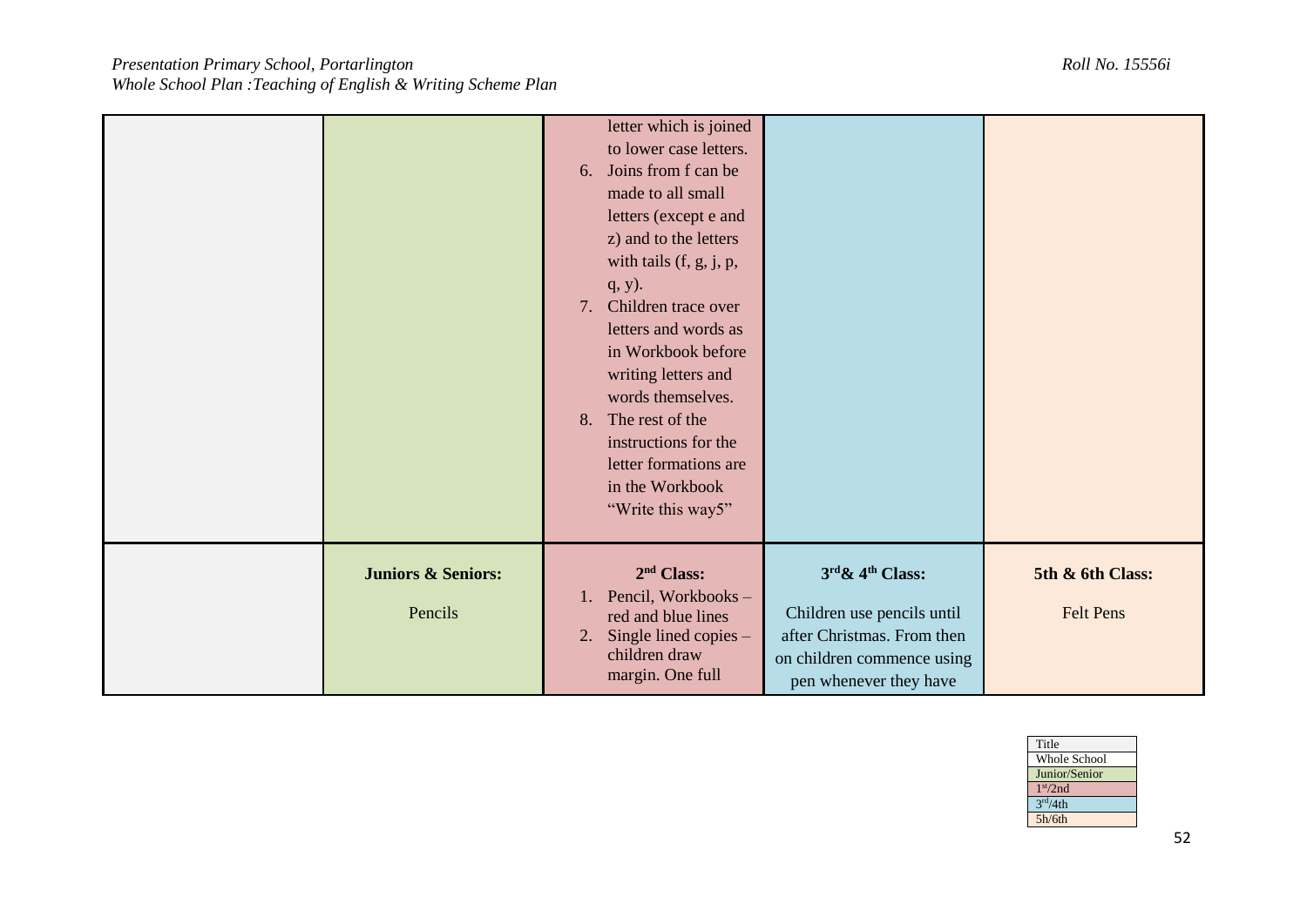| | | | | |
|---|---|---|---|---|
| | | letter which is joined to lower case letters.<br>6. Joins from f can be made to all small letters (except e and z) and to the letters with tails (f, g, j, p, q, y).<br>7. Children trace over letters and words as in Workbook before writing letters and words themselves.<br>8. The rest of the instructions for the letter formations are in the Workbook "Write this way5" | | |
| | **Juniors & Seniors:**<br><br>Pencils | **2nd Class:**<br>1. Pencil, Workbooks – red and blue lines<br>2. Single lined copies – children draw margin. One full | **3rd & 4th Class:**<br><br>Children use pencils until after Christmas. From then on children commence using pen whenever they have | **5th & 6th Class:**<br><br>Felt Pens |

| Title |
|---|
| Whole School |
| Junior/Senior |
| 1st/2nd |
| 3rd/4th |
| 5h/6th |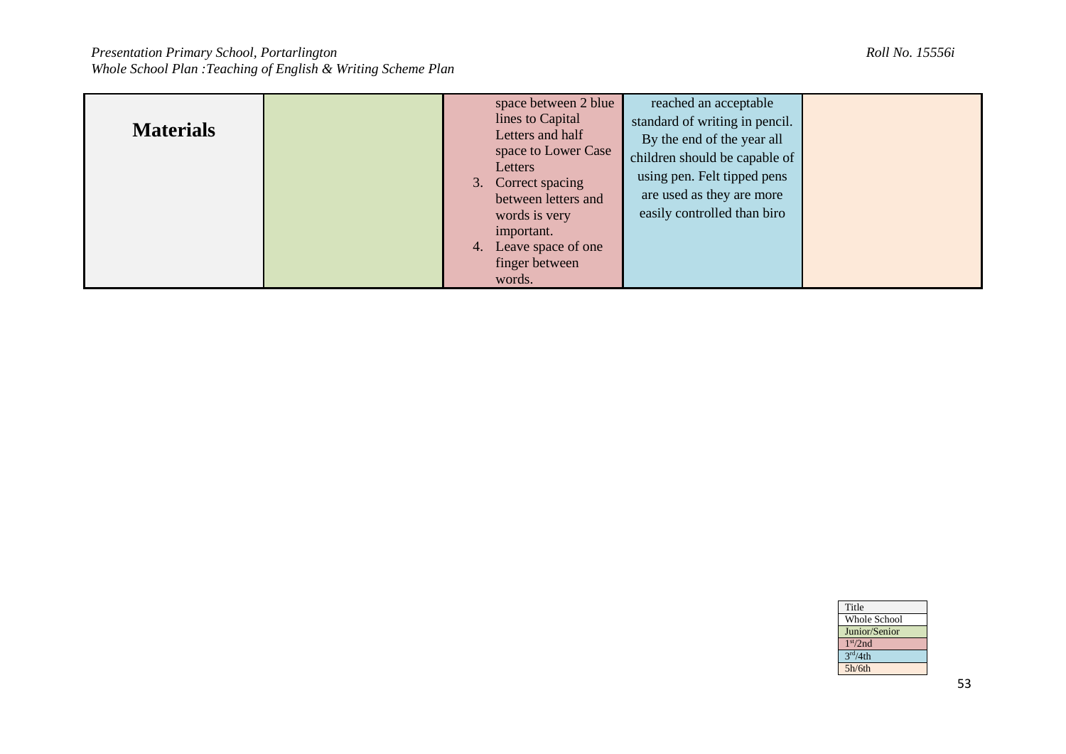| Materials | | space between 2 blue lines to Capital Letters and half space to Lower Case Letters<br>3. Correct spacing between letters and words is very important.<br>4. Leave space of one finger between words. | reached an acceptable standard of writing in pencil. By the end of the year all children should be capable of using pen. Felt tipped pens are used as they are more easily controlled than biro | |
|---|---|---|---|---|

| Title |
|---|
| Whole School |
| Junior/Senior |
| $1^{st}$/2nd |
| $3^{rd}$/4th |
| 5h/6th |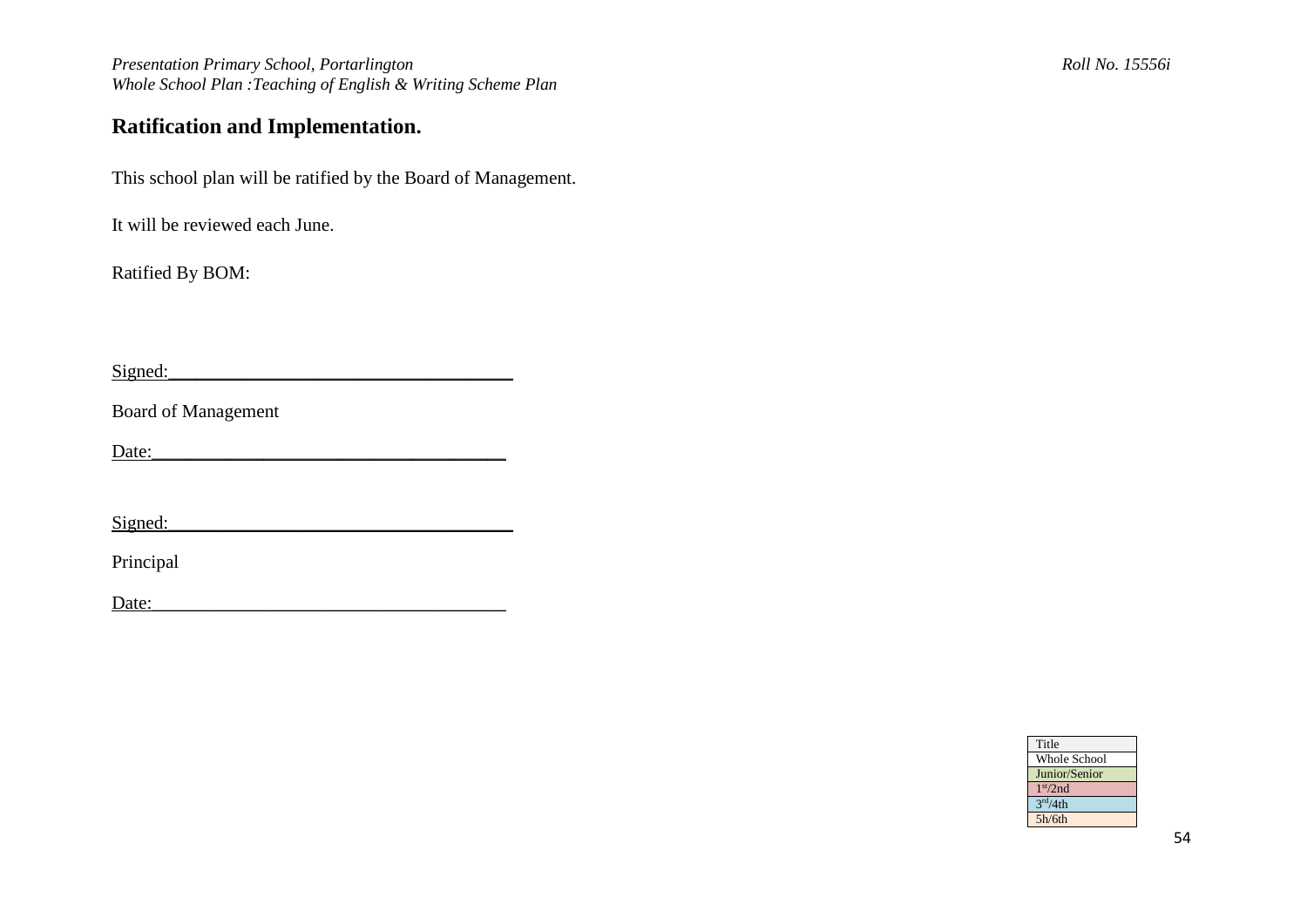## Ratification and Implementation.

This school plan will be ratified by the Board of Management.

It will be reviewed each June.

Ratified By BOM:

Signed:\_\_\_\_\_\_\_\_\_\_\_\_\_\_\_\_\_\_\_\_\_\_\_\_\_\_\_\_\_\_\_\_\_\_\_\_

Board of Management

Date:\_\_\_\_\_\_\_\_\_\_\_\_\_\_\_\_\_\_\_\_\_\_\_\_\_\_\_\_\_\_\_\_\_\_\_\_

Signed:\_\_\_\_\_\_\_\_\_\_\_\_\_\_\_\_\_\_\_\_\_\_\_\_\_\_\_\_\_\_\_\_\_\_\_\_

Principal

Date:\_\_\_\_\_\_\_\_\_\_\_\_\_\_\_\_\_\_\_\_\_\_\_\_\_\_\_\_\_\_\_\_\_\_\_\_

| |
|---|
| Title |
| Whole School |
| Junior/Senior |
| 1st/2nd |
| 3rd/4th |
| 5h/6th |